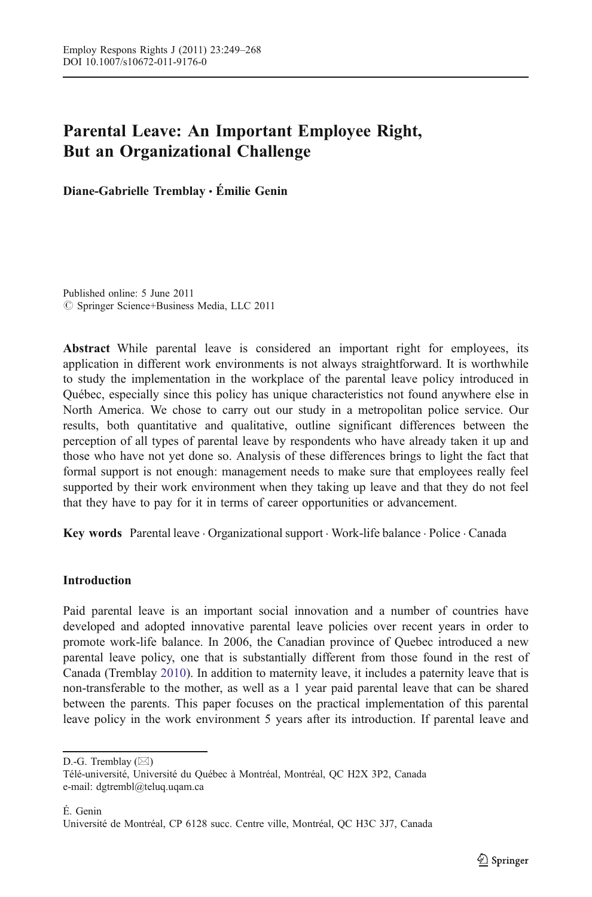# Parental Leave: An Important Employee Right, But an Organizational Challenge

**Diane-Gabrielle Tremblay · Émilie Genin**

Published online: 5 June 2011
© Springer Science+Business Media, LLC 2011

**Abstract** While parental leave is considered an important right for employees, its application in different work environments is not always straightforward. It is worthwhile to study the implementation in the workplace of the parental leave policy introduced in Québec, especially since this policy has unique characteristics not found anywhere else in North America. We chose to carry out our study in a metropolitan police service. Our results, both quantitative and qualitative, outline significant differences between the perception of all types of parental leave by respondents who have already taken it up and those who have not yet done so. Analysis of these differences brings to light the fact that formal support is not enough: management needs to make sure that employees really feel supported by their work environment when they taking up leave and that they do not feel that they have to pay for it in terms of career opportunities or advancement.

**Key words** Parental leave · Organizational support · Work-life balance · Police · Canada

## Introduction

Paid parental leave is an important social innovation and a number of countries have developed and adopted innovative parental leave policies over recent years in order to promote work-life balance. In 2006, the Canadian province of Quebec introduced a new parental leave policy, one that is substantially different from those found in the rest of Canada (Tremblay 2010). In addition to maternity leave, it includes a paternity leave that is non-transferable to the mother, as well as a 1 year paid parental leave that can be shared between the parents. This paper focuses on the practical implementation of this parental leave policy in the work environment 5 years after its introduction. If parental leave and

D.-G. Tremblay (✉)
Télé-université, Université du Québec à Montréal, Montréal, QC H2X 3P2, Canada
e-mail: dgtrembl@teluq.uqam.ca

É. Genin
Université de Montréal, CP 6128 succ. Centre ville, Montréal, QC H3C 3J7, Canada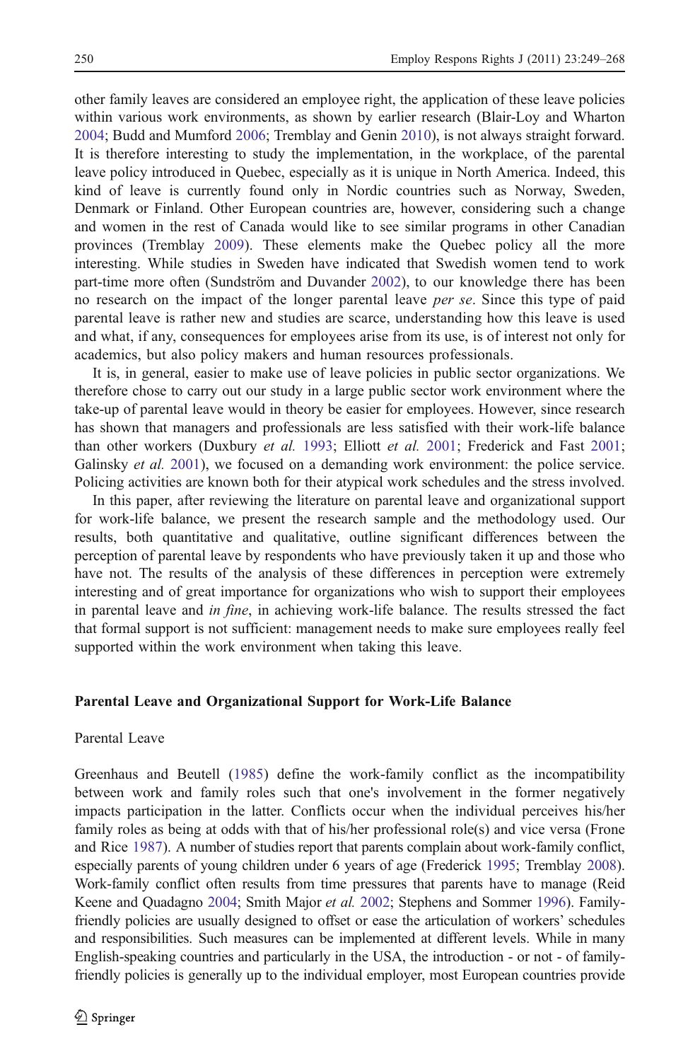other family leaves are considered an employee right, the application of these leave policies within various work environments, as shown by earlier research (Blair-Loy and Wharton 2004; Budd and Mumford 2006; Tremblay and Genin 2010), is not always straight forward. It is therefore interesting to study the implementation, in the workplace, of the parental leave policy introduced in Quebec, especially as it is unique in North America. Indeed, this kind of leave is currently found only in Nordic countries such as Norway, Sweden, Denmark or Finland. Other European countries are, however, considering such a change and women in the rest of Canada would like to see similar programs in other Canadian provinces (Tremblay 2009). These elements make the Quebec policy all the more interesting. While studies in Sweden have indicated that Swedish women tend to work part-time more often (Sundström and Duvander 2002), to our knowledge there has been no research on the impact of the longer parental leave *per se*. Since this type of paid parental leave is rather new and studies are scarce, understanding how this leave is used and what, if any, consequences for employees arise from its use, is of interest not only for academics, but also policy makers and human resources professionals.

It is, in general, easier to make use of leave policies in public sector organizations. We therefore chose to carry out our study in a large public sector work environment where the take-up of parental leave would in theory be easier for employees. However, since research has shown that managers and professionals are less satisfied with their work-life balance than other workers (Duxbury *et al.* 1993; Elliott *et al.* 2001; Frederick and Fast 2001; Galinsky *et al.* 2001), we focused on a demanding work environment: the police service. Policing activities are known both for their atypical work schedules and the stress involved.

In this paper, after reviewing the literature on parental leave and organizational support for work-life balance, we present the research sample and the methodology used. Our results, both quantitative and qualitative, outline significant differences between the perception of parental leave by respondents who have previously taken it up and those who have not. The results of the analysis of these differences in perception were extremely interesting and of great importance for organizations who wish to support their employees in parental leave and *in fine*, in achieving work-life balance. The results stressed the fact that formal support is not sufficient: management needs to make sure employees really feel supported within the work environment when taking this leave.

## Parental Leave and Organizational Support for Work-Life Balance

### Parental Leave

Greenhaus and Beutell (1985) define the work-family conflict as the incompatibility between work and family roles such that one's involvement in the former negatively impacts participation in the latter. Conflicts occur when the individual perceives his/her family roles as being at odds with that of his/her professional role(s) and vice versa (Frone and Rice 1987). A number of studies report that parents complain about work-family conflict, especially parents of young children under 6 years of age (Frederick 1995; Tremblay 2008). Work-family conflict often results from time pressures that parents have to manage (Reid Keene and Quadagno 2004; Smith Major *et al.* 2002; Stephens and Sommer 1996). Family-friendly policies are usually designed to offset or ease the articulation of workers' schedules and responsibilities. Such measures can be implemented at different levels. While in many English-speaking countries and particularly in the USA, the introduction - or not - of family-friendly policies is generally up to the individual employer, most European countries provide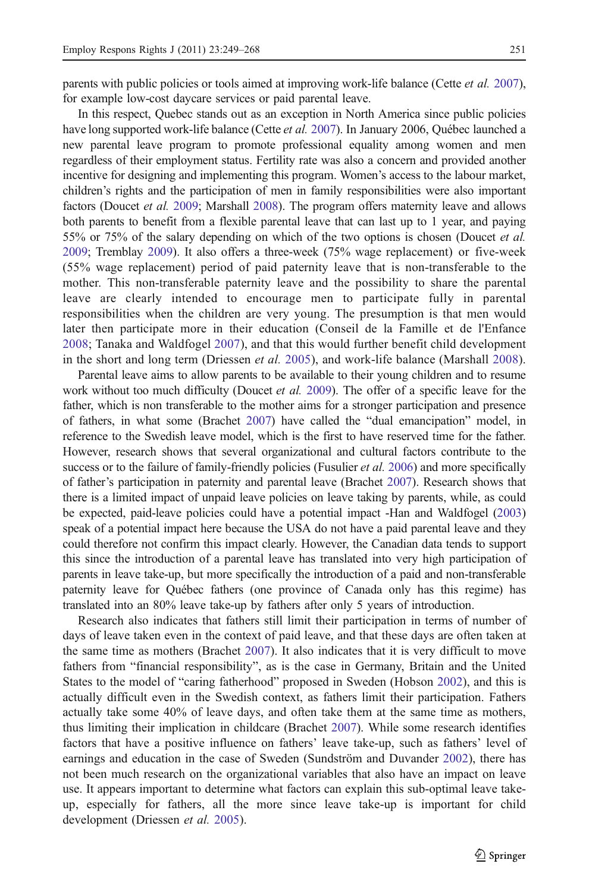parents with public policies or tools aimed at improving work-life balance (Cette *et al.* 2007), for example low-cost daycare services or paid parental leave.

In this respect, Quebec stands out as an exception in North America since public policies have long supported work-life balance (Cette *et al.* 2007). In January 2006, Québec launched a new parental leave program to promote professional equality among women and men regardless of their employment status. Fertility rate was also a concern and provided another incentive for designing and implementing this program. Women's access to the labour market, children's rights and the participation of men in family responsibilities were also important factors (Doucet *et al.* 2009; Marshall 2008). The program offers maternity leave and allows both parents to benefit from a flexible parental leave that can last up to 1 year, and paying 55% or 75% of the salary depending on which of the two options is chosen (Doucet *et al.* 2009; Tremblay 2009). It also offers a three-week (75% wage replacement) or five-week (55% wage replacement) period of paid paternity leave that is non-transferable to the mother. This non-transferable paternity leave and the possibility to share the parental leave are clearly intended to encourage men to participate fully in parental responsibilities when the children are very young. The presumption is that men would later then participate more in their education (Conseil de la Famille et de l'Enfance 2008; Tanaka and Waldfogel 2007), and that this would further benefit child development in the short and long term (Driessen *et al.* 2005), and work-life balance (Marshall 2008).

Parental leave aims to allow parents to be available to their young children and to resume work without too much difficulty (Doucet *et al.* 2009). The offer of a specific leave for the father, which is non transferable to the mother aims for a stronger participation and presence of fathers, in what some (Brachet 2007) have called the "dual emancipation" model, in reference to the Swedish leave model, which is the first to have reserved time for the father. However, research shows that several organizational and cultural factors contribute to the success or to the failure of family-friendly policies (Fusulier *et al.* 2006) and more specifically of father's participation in paternity and parental leave (Brachet 2007). Research shows that there is a limited impact of unpaid leave policies on leave taking by parents, while, as could be expected, paid-leave policies could have a potential impact -Han and Waldfogel (2003) speak of a potential impact here because the USA do not have a paid parental leave and they could therefore not confirm this impact clearly. However, the Canadian data tends to support this since the introduction of a parental leave has translated into very high participation of parents in leave take-up, but more specifically the introduction of a paid and non-transferable paternity leave for Québec fathers (one province of Canada only has this regime) has translated into an 80% leave take-up by fathers after only 5 years of introduction.

Research also indicates that fathers still limit their participation in terms of number of days of leave taken even in the context of paid leave, and that these days are often taken at the same time as mothers (Brachet 2007). It also indicates that it is very difficult to move fathers from "financial responsibility", as is the case in Germany, Britain and the United States to the model of "caring fatherhood" proposed in Sweden (Hobson 2002), and this is actually difficult even in the Swedish context, as fathers limit their participation. Fathers actually take some 40% of leave days, and often take them at the same time as mothers, thus limiting their implication in childcare (Brachet 2007). While some research identifies factors that have a positive influence on fathers' leave take-up, such as fathers' level of earnings and education in the case of Sweden (Sundström and Duvander 2002), there has not been much research on the organizational variables that also have an impact on leave use. It appears important to determine what factors can explain this sub-optimal leave take-up, especially for fathers, all the more since leave take-up is important for child development (Driessen *et al.* 2005).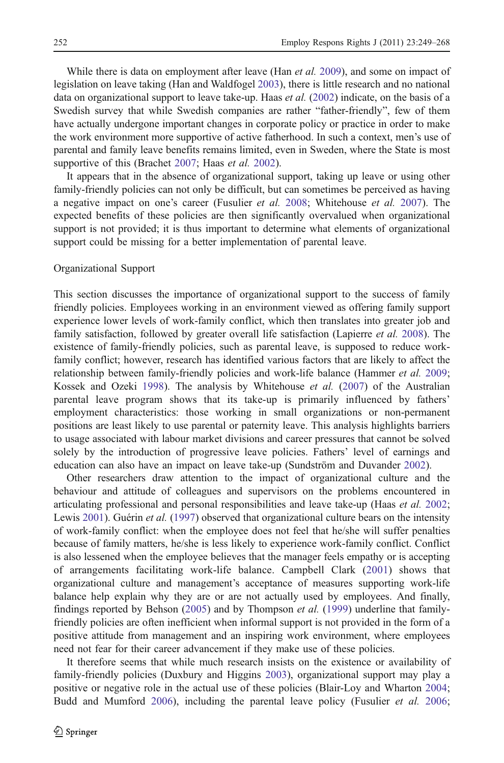While there is data on employment after leave (Han *et al.* 2009), and some on impact of legislation on leave taking (Han and Waldfogel 2003), there is little research and no national data on organizational support to leave take-up. Haas *et al.* (2002) indicate, on the basis of a Swedish survey that while Swedish companies are rather "father-friendly", few of them have actually undergone important changes in corporate policy or practice in order to make the work environment more supportive of active fatherhood. In such a context, men's use of parental and family leave benefits remains limited, even in Sweden, where the State is most supportive of this (Brachet 2007; Haas *et al.* 2002).

It appears that in the absence of organizational support, taking up leave or using other family-friendly policies can not only be difficult, but can sometimes be perceived as having a negative impact on one's career (Fusulier *et al.* 2008; Whitehouse *et al.* 2007). The expected benefits of these policies are then significantly overvalued when organizational support is not provided; it is thus important to determine what elements of organizational support could be missing for a better implementation of parental leave.

## Organizational Support

This section discusses the importance of organizational support to the success of family friendly policies. Employees working in an environment viewed as offering family support experience lower levels of work-family conflict, which then translates into greater job and family satisfaction, followed by greater overall life satisfaction (Lapierre *et al.* 2008). The existence of family-friendly policies, such as parental leave, is supposed to reduce work-family conflict; however, research has identified various factors that are likely to affect the relationship between family-friendly policies and work-life balance (Hammer *et al.* 2009; Kossek and Ozeki 1998). The analysis by Whitehouse *et al.* (2007) of the Australian parental leave program shows that its take-up is primarily influenced by fathers' employment characteristics: those working in small organizations or non-permanent positions are least likely to use parental or paternity leave. This analysis highlights barriers to usage associated with labour market divisions and career pressures that cannot be solved solely by the introduction of progressive leave policies. Fathers' level of earnings and education can also have an impact on leave take-up (Sundström and Duvander 2002).

Other researchers draw attention to the impact of organizational culture and the behaviour and attitude of colleagues and supervisors on the problems encountered in articulating professional and personal responsibilities and leave take-up (Haas *et al.* 2002; Lewis 2001). Guérin *et al.* (1997) observed that organizational culture bears on the intensity of work-family conflict: when the employee does not feel that he/she will suffer penalties because of family matters, he/she is less likely to experience work-family conflict. Conflict is also lessened when the employee believes that the manager feels empathy or is accepting of arrangements facilitating work-life balance. Campbell Clark (2001) shows that organizational culture and management's acceptance of measures supporting work-life balance help explain why they are or are not actually used by employees. And finally, findings reported by Behson (2005) and by Thompson *et al.* (1999) underline that family-friendly policies are often inefficient when informal support is not provided in the form of a positive attitude from management and an inspiring work environment, where employees need not fear for their career advancement if they make use of these policies.

It therefore seems that while much research insists on the existence or availability of family-friendly policies (Duxbury and Higgins 2003), organizational support may play a positive or negative role in the actual use of these policies (Blair-Loy and Wharton 2004; Budd and Mumford 2006), including the parental leave policy (Fusulier *et al.* 2006;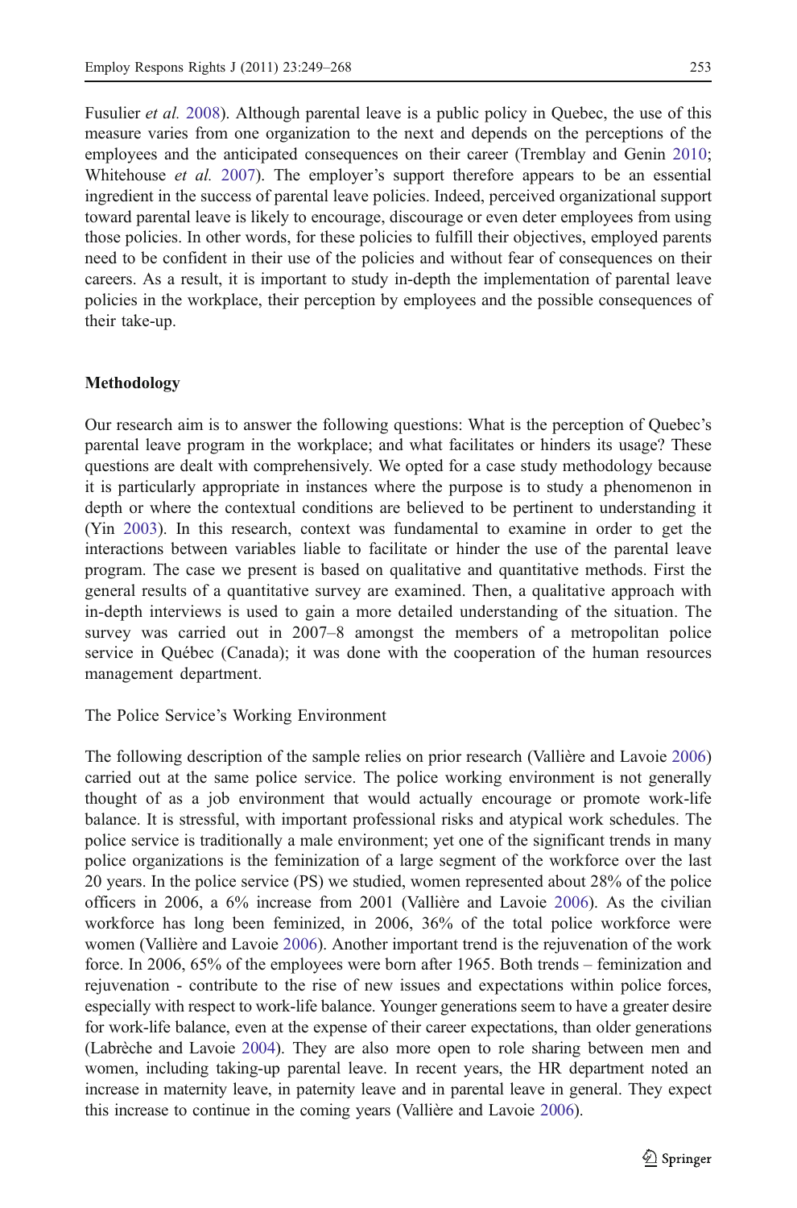Fusulier *et al.* 2008). Although parental leave is a public policy in Quebec, the use of this measure varies from one organization to the next and depends on the perceptions of the employees and the anticipated consequences on their career (Tremblay and Genin 2010; Whitehouse *et al.* 2007). The employer's support therefore appears to be an essential ingredient in the success of parental leave policies. Indeed, perceived organizational support toward parental leave is likely to encourage, discourage or even deter employees from using those policies. In other words, for these policies to fulfill their objectives, employed parents need to be confident in their use of the policies and without fear of consequences on their careers. As a result, it is important to study in-depth the implementation of parental leave policies in the workplace, their perception by employees and the possible consequences of their take-up.

## Methodology

Our research aim is to answer the following questions: What is the perception of Quebec's parental leave program in the workplace; and what facilitates or hinders its usage? These questions are dealt with comprehensively. We opted for a case study methodology because it is particularly appropriate in instances where the purpose is to study a phenomenon in depth or where the contextual conditions are believed to be pertinent to understanding it (Yin 2003). In this research, context was fundamental to examine in order to get the interactions between variables liable to facilitate or hinder the use of the parental leave program. The case we present is based on qualitative and quantitative methods. First the general results of a quantitative survey are examined. Then, a qualitative approach with in-depth interviews is used to gain a more detailed understanding of the situation. The survey was carried out in 2007–8 amongst the members of a metropolitan police service in Québec (Canada); it was done with the cooperation of the human resources management department.

### The Police Service's Working Environment

The following description of the sample relies on prior research (Vallière and Lavoie 2006) carried out at the same police service. The police working environment is not generally thought of as a job environment that would actually encourage or promote work-life balance. It is stressful, with important professional risks and atypical work schedules. The police service is traditionally a male environment; yet one of the significant trends in many police organizations is the feminization of a large segment of the workforce over the last 20 years. In the police service (PS) we studied, women represented about 28% of the police officers in 2006, a 6% increase from 2001 (Vallière and Lavoie 2006). As the civilian workforce has long been feminized, in 2006, 36% of the total police workforce were women (Vallière and Lavoie 2006). Another important trend is the rejuvenation of the work force. In 2006, 65% of the employees were born after 1965. Both trends – feminization and rejuvenation - contribute to the rise of new issues and expectations within police forces, especially with respect to work-life balance. Younger generations seem to have a greater desire for work-life balance, even at the expense of their career expectations, than older generations (Labrèche and Lavoie 2004). They are also more open to role sharing between men and women, including taking-up parental leave. In recent years, the HR department noted an increase in maternity leave, in paternity leave and in parental leave in general. They expect this increase to continue in the coming years (Vallière and Lavoie 2006).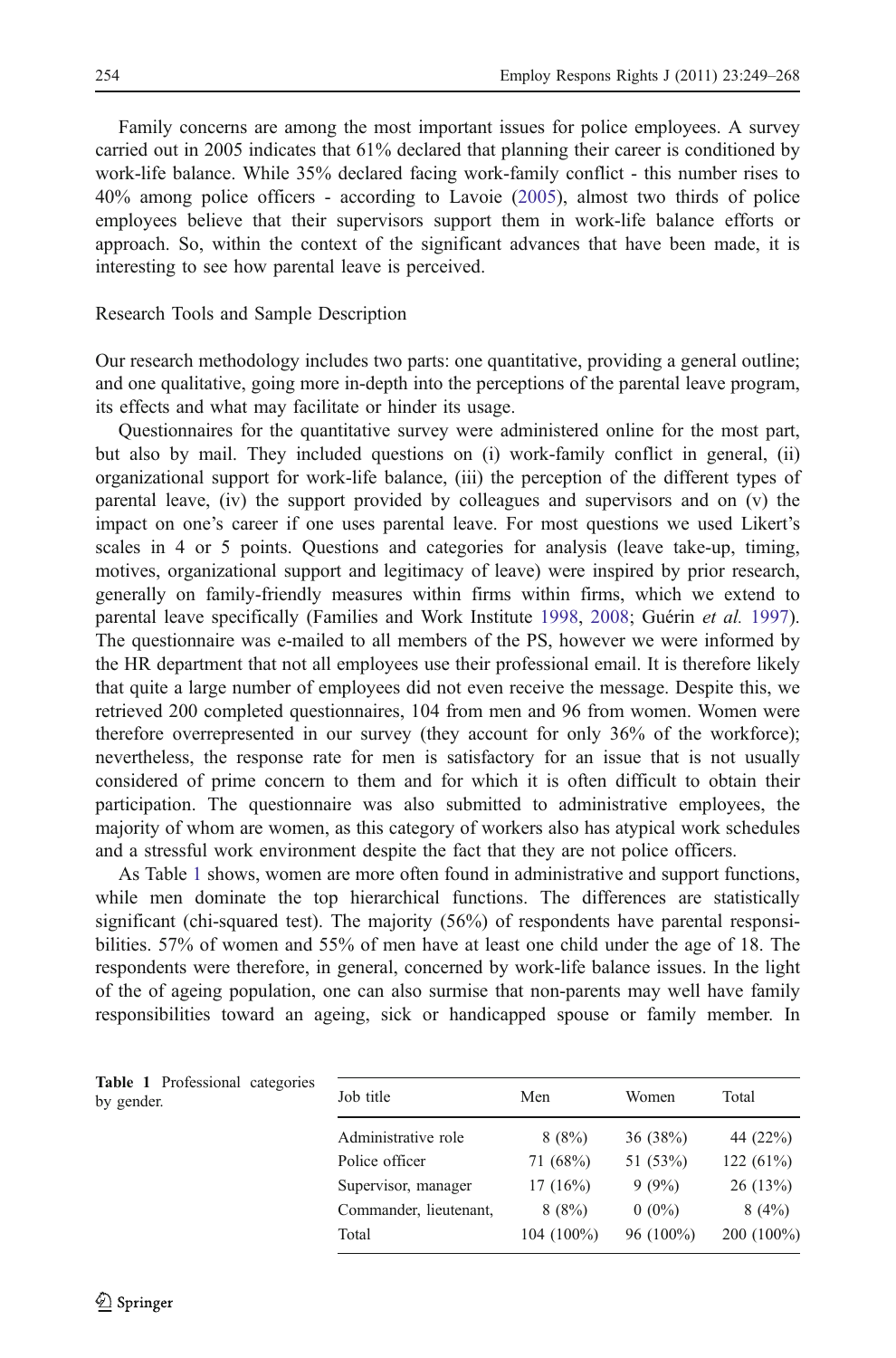Family concerns are among the most important issues for police employees. A survey carried out in 2005 indicates that 61% declared that planning their career is conditioned by work-life balance. While 35% declared facing work-family conflict - this number rises to 40% among police officers - according to Lavoie (2005), almost two thirds of police employees believe that their supervisors support them in work-life balance efforts or approach. So, within the context of the significant advances that have been made, it is interesting to see how parental leave is perceived.

## Research Tools and Sample Description

Our research methodology includes two parts: one quantitative, providing a general outline; and one qualitative, going more in-depth into the perceptions of the parental leave program, its effects and what may facilitate or hinder its usage.

Questionnaires for the quantitative survey were administered online for the most part, but also by mail. They included questions on (i) work-family conflict in general, (ii) organizational support for work-life balance, (iii) the perception of the different types of parental leave, (iv) the support provided by colleagues and supervisors and on (v) the impact on one's career if one uses parental leave. For most questions we used Likert's scales in 4 or 5 points. Questions and categories for analysis (leave take-up, timing, motives, organizational support and legitimacy of leave) were inspired by prior research, generally on family-friendly measures within firms within firms, which we extend to parental leave specifically (Families and Work Institute 1998, 2008; Guérin *et al.* 1997). The questionnaire was e-mailed to all members of the PS, however we were informed by the HR department that not all employees use their professional email. It is therefore likely that quite a large number of employees did not even receive the message. Despite this, we retrieved 200 completed questionnaires, 104 from men and 96 from women. Women were therefore overrepresented in our survey (they account for only 36% of the workforce); nevertheless, the response rate for men is satisfactory for an issue that is not usually considered of prime concern to them and for which it is often difficult to obtain their participation. The questionnaire was also submitted to administrative employees, the majority of whom are women, as this category of workers also has atypical work schedules and a stressful work environment despite the fact that they are not police officers.

As Table 1 shows, women are more often found in administrative and support functions, while men dominate the top hierarchical functions. The differences are statistically significant (chi-squared test). The majority (56%) of respondents have parental responsibilities. 57% of women and 55% of men have at least one child under the age of 18. The respondents were therefore, in general, concerned by work-life balance issues. In the light of the of ageing population, one can also surmise that non-parents may well have family responsibilities toward an ageing, sick or handicapped spouse or family member. In

**Table 1** Professional categories by gender.

| Job title | Men | Women | Total |
|---|---|---|---|
| Administrative role | 8 (8%) | 36 (38%) | 44 (22%) |
| Police officer | 71 (68%) | 51 (53%) | 122 (61%) |
| Supervisor, manager | 17 (16%) | 9 (9%) | 26 (13%) |
| Commander, lieutenant, | 8 (8%) | 0 (0%) | 8 (4%) |
| Total | 104 (100%) | 96 (100%) | 200 (100%) |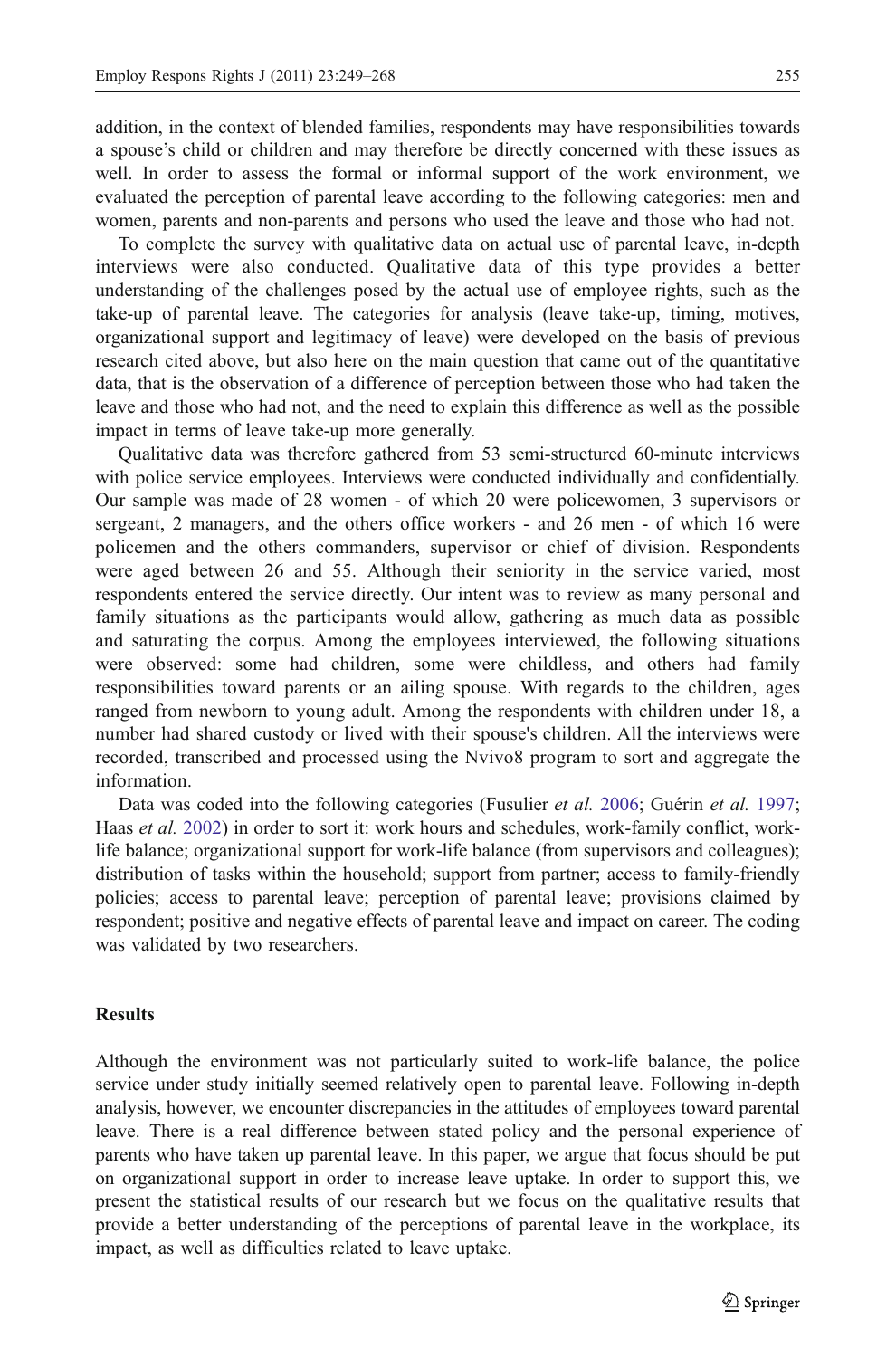addition, in the context of blended families, respondents may have responsibilities towards a spouse's child or children and may therefore be directly concerned with these issues as well. In order to assess the formal or informal support of the work environment, we evaluated the perception of parental leave according to the following categories: men and women, parents and non-parents and persons who used the leave and those who had not.

To complete the survey with qualitative data on actual use of parental leave, in-depth interviews were also conducted. Qualitative data of this type provides a better understanding of the challenges posed by the actual use of employee rights, such as the take-up of parental leave. The categories for analysis (leave take-up, timing, motives, organizational support and legitimacy of leave) were developed on the basis of previous research cited above, but also here on the main question that came out of the quantitative data, that is the observation of a difference of perception between those who had taken the leave and those who had not, and the need to explain this difference as well as the possible impact in terms of leave take-up more generally.

Qualitative data was therefore gathered from 53 semi-structured 60-minute interviews with police service employees. Interviews were conducted individually and confidentially. Our sample was made of 28 women - of which 20 were policewomen, 3 supervisors or sergeant, 2 managers, and the others office workers - and 26 men - of which 16 were policemen and the others commanders, supervisor or chief of division. Respondents were aged between 26 and 55. Although their seniority in the service varied, most respondents entered the service directly. Our intent was to review as many personal and family situations as the participants would allow, gathering as much data as possible and saturating the corpus. Among the employees interviewed, the following situations were observed: some had children, some were childless, and others had family responsibilities toward parents or an ailing spouse. With regards to the children, ages ranged from newborn to young adult. Among the respondents with children under 18, a number had shared custody or lived with their spouse's children. All the interviews were recorded, transcribed and processed using the Nvivo8 program to sort and aggregate the information.

Data was coded into the following categories (Fusulier *et al.* 2006; Guérin *et al.* 1997; Haas *et al.* 2002) in order to sort it: work hours and schedules, work-family conflict, work-life balance; organizational support for work-life balance (from supervisors and colleagues); distribution of tasks within the household; support from partner; access to family-friendly policies; access to parental leave; perception of parental leave; provisions claimed by respondent; positive and negative effects of parental leave and impact on career. The coding was validated by two researchers.

## Results

Although the environment was not particularly suited to work-life balance, the police service under study initially seemed relatively open to parental leave. Following in-depth analysis, however, we encounter discrepancies in the attitudes of employees toward parental leave. There is a real difference between stated policy and the personal experience of parents who have taken up parental leave. In this paper, we argue that focus should be put on organizational support in order to increase leave uptake. In order to support this, we present the statistical results of our research but we focus on the qualitative results that provide a better understanding of the perceptions of parental leave in the workplace, its impact, as well as difficulties related to leave uptake.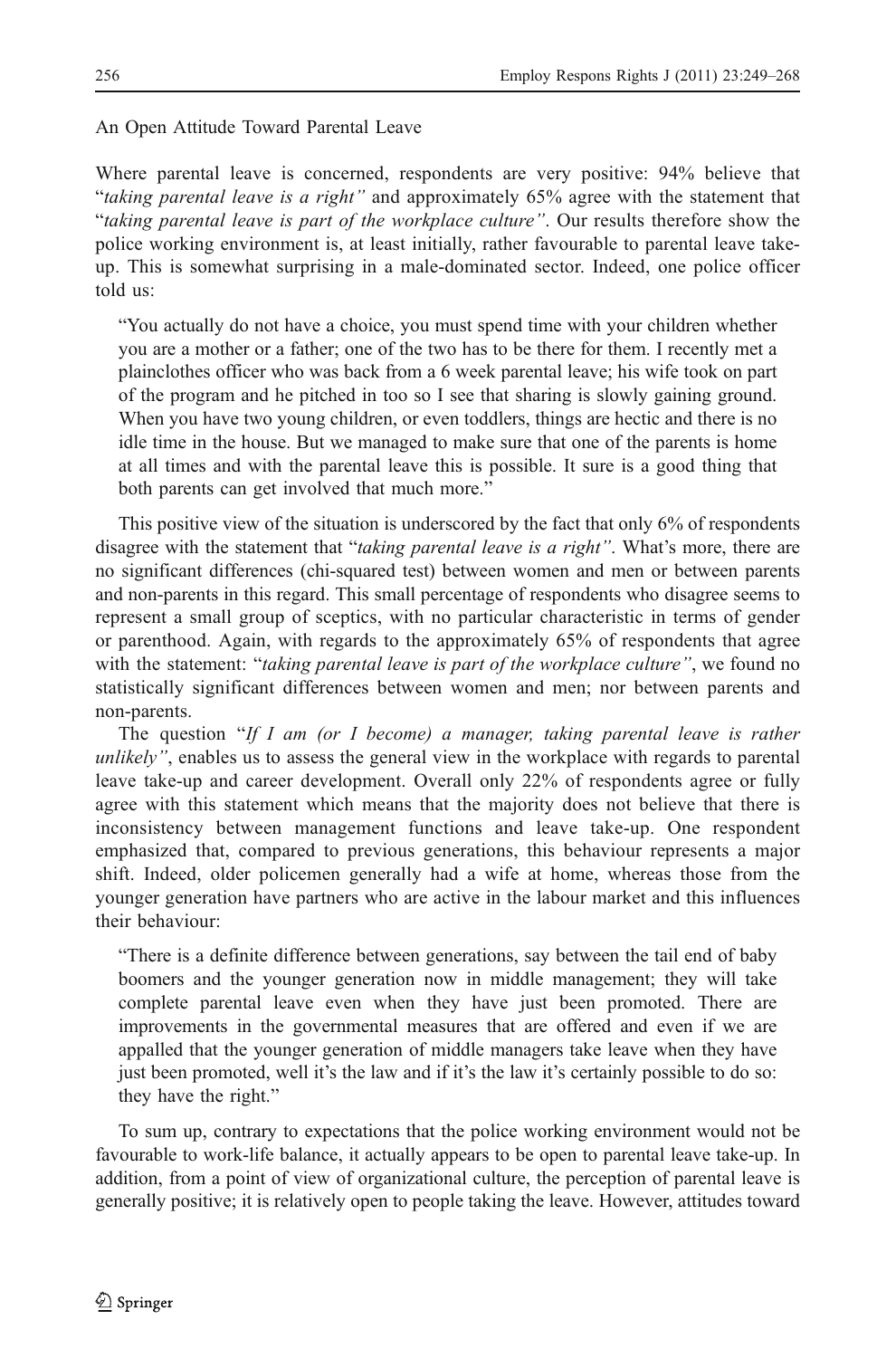An Open Attitude Toward Parental Leave

Where parental leave is concerned, respondents are very positive: 94% believe that "*taking parental leave is a right*" and approximately 65% agree with the statement that "*taking parental leave is part of the workplace culture*". Our results therefore show the police working environment is, at least initially, rather favourable to parental leave take-up. This is somewhat surprising in a male-dominated sector. Indeed, one police officer told us:

> "You actually do not have a choice, you must spend time with your children whether you are a mother or a father; one of the two has to be there for them. I recently met a plainclothes officer who was back from a 6 week parental leave; his wife took on part of the program and he pitched in too so I see that sharing is slowly gaining ground. When you have two young children, or even toddlers, things are hectic and there is no idle time in the house. But we managed to make sure that one of the parents is home at all times and with the parental leave this is possible. It sure is a good thing that both parents can get involved that much more."

This positive view of the situation is underscored by the fact that only 6% of respondents disagree with the statement that "*taking parental leave is a right*". What's more, there are no significant differences (chi-squared test) between women and men or between parents and non-parents in this regard. This small percentage of respondents who disagree seems to represent a small group of sceptics, with no particular characteristic in terms of gender or parenthood. Again, with regards to the approximately 65% of respondents that agree with the statement: "*taking parental leave is part of the workplace culture*", we found no statistically significant differences between women and men; nor between parents and non-parents.

The question "*If I am (or I become) a manager, taking parental leave is rather unlikely*", enables us to assess the general view in the workplace with regards to parental leave take-up and career development. Overall only 22% of respondents agree or fully agree with this statement which means that the majority does not believe that there is inconsistency between management functions and leave take-up. One respondent emphasized that, compared to previous generations, this behaviour represents a major shift. Indeed, older policemen generally had a wife at home, whereas those from the younger generation have partners who are active in the labour market and this influences their behaviour:

> "There is a definite difference between generations, say between the tail end of baby boomers and the younger generation now in middle management; they will take complete parental leave even when they have just been promoted. There are improvements in the governmental measures that are offered and even if we are appalled that the younger generation of middle managers take leave when they have just been promoted, well it's the law and if it's the law it's certainly possible to do so: they have the right."

To sum up, contrary to expectations that the police working environment would not be favourable to work-life balance, it actually appears to be open to parental leave take-up. In addition, from a point of view of organizational culture, the perception of parental leave is generally positive; it is relatively open to people taking the leave. However, attitudes toward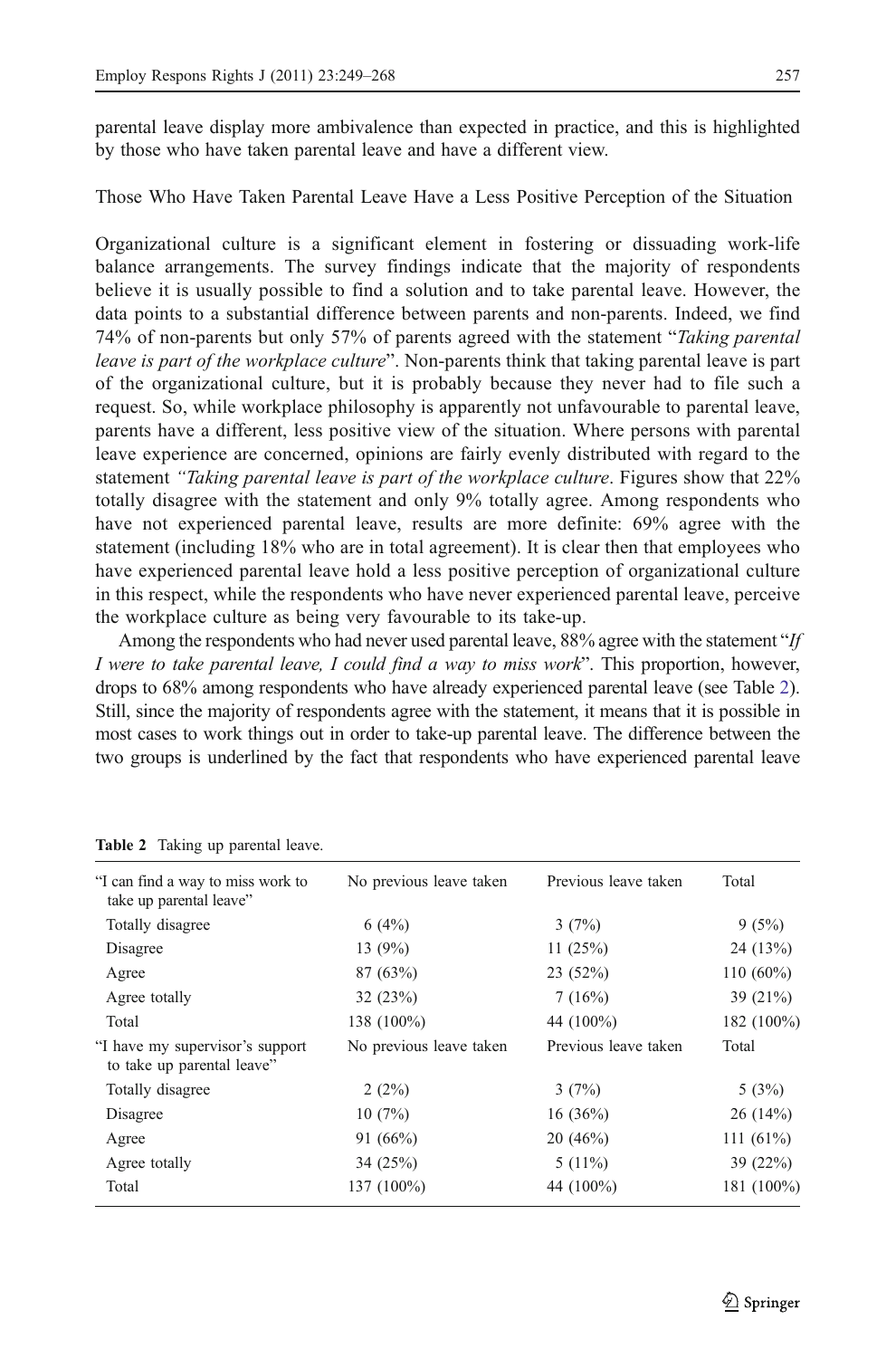parental leave display more ambivalence than expected in practice, and this is highlighted by those who have taken parental leave and have a different view.

## Those Who Have Taken Parental Leave Have a Less Positive Perception of the Situation

Organizational culture is a significant element in fostering or dissuading work-life balance arrangements. The survey findings indicate that the majority of respondents believe it is usually possible to find a solution and to take parental leave. However, the data points to a substantial difference between parents and non-parents. Indeed, we find 74% of non-parents but only 57% of parents agreed with the statement "*Taking parental leave is part of the workplace culture*". Non-parents think that taking parental leave is part of the organizational culture, but it is probably because they never had to file such a request. So, while workplace philosophy is apparently not unfavourable to parental leave, parents have a different, less positive view of the situation. Where persons with parental leave experience are concerned, opinions are fairly evenly distributed with regard to the statement *"Taking parental leave is part of the workplace culture*. Figures show that 22% totally disagree with the statement and only 9% totally agree. Among respondents who have not experienced parental leave, results are more definite: 69% agree with the statement (including 18% who are in total agreement). It is clear then that employees who have experienced parental leave hold a less positive perception of organizational culture in this respect, while the respondents who have never experienced parental leave, perceive the workplace culture as being very favourable to its take-up.

Among the respondents who had never used parental leave, 88% agree with the statement "*If I were to take parental leave, I could find a way to miss work*". This proportion, however, drops to 68% among respondents who have already experienced parental leave (see Table 2). Still, since the majority of respondents agree with the statement, it means that it is possible in most cases to work things out in order to take-up parental leave. The difference between the two groups is underlined by the fact that respondents who have experienced parental leave

**Table 2** Taking up parental leave.

| "I can find a way to miss work to take up parental leave" | No previous leave taken | Previous leave taken | Total |
|---|---|---|---|
| Totally disagree | 6 (4%) | 3 (7%) | 9 (5%) |
| Disagree | 13 (9%) | 11 (25%) | 24 (13%) |
| Agree | 87 (63%) | 23 (52%) | 110 (60%) |
| Agree totally | 32 (23%) | 7 (16%) | 39 (21%) |
| Total | 138 (100%) | 44 (100%) | 182 (100%) |
| "I have my supervisor's support to take up parental leave" | No previous leave taken | Previous leave taken | Total |
| Totally disagree | 2 (2%) | 3 (7%) | 5 (3%) |
| Disagree | 10 (7%) | 16 (36%) | 26 (14%) |
| Agree | 91 (66%) | 20 (46%) | 111 (61%) |
| Agree totally | 34 (25%) | 5 (11%) | 39 (22%) |
| Total | 137 (100%) | 44 (100%) | 181 (100%) |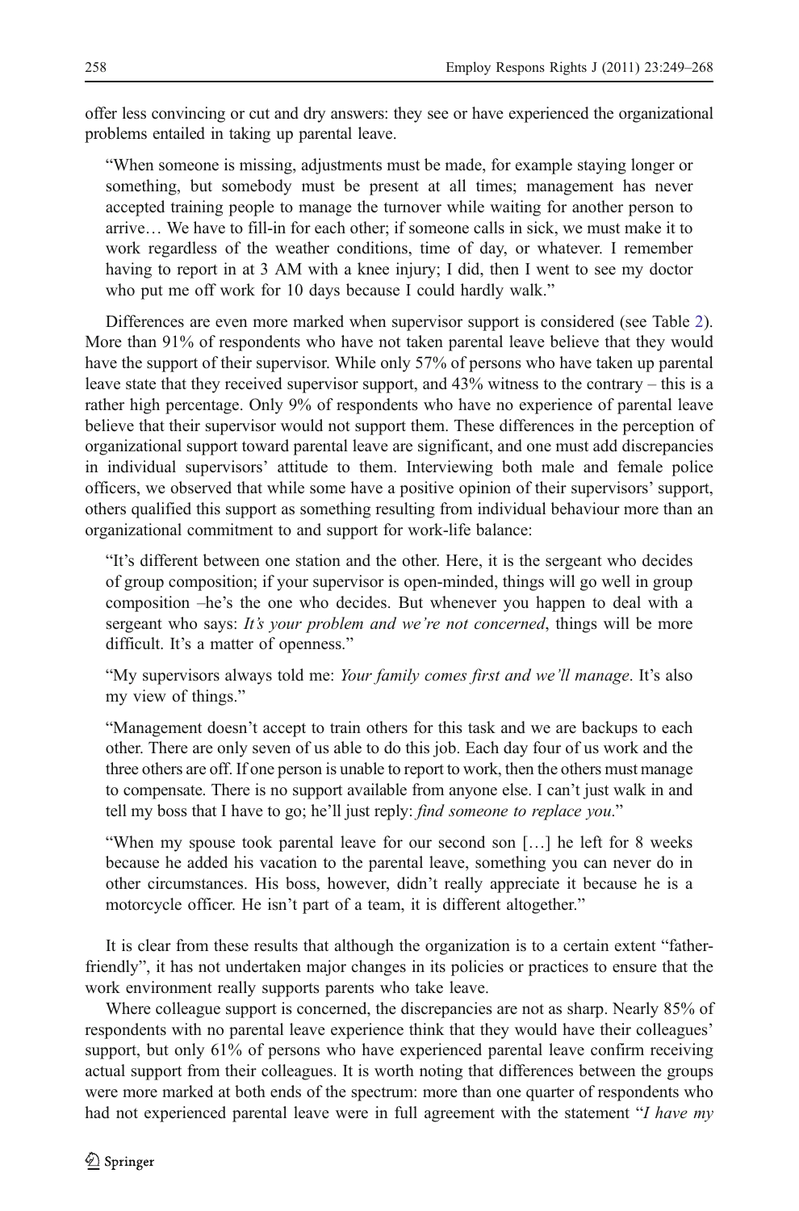offer less convincing or cut and dry answers: they see or have experienced the organizational problems entailed in taking up parental leave.

> "When someone is missing, adjustments must be made, for example staying longer or something, but somebody must be present at all times; management has never accepted training people to manage the turnover while waiting for another person to arrive… We have to fill-in for each other; if someone calls in sick, we must make it to work regardless of the weather conditions, time of day, or whatever. I remember having to report in at 3 AM with a knee injury; I did, then I went to see my doctor who put me off work for 10 days because I could hardly walk."

Differences are even more marked when supervisor support is considered (see Table 2). More than 91% of respondents who have not taken parental leave believe that they would have the support of their supervisor. While only 57% of persons who have taken up parental leave state that they received supervisor support, and 43% witness to the contrary – this is a rather high percentage. Only 9% of respondents who have no experience of parental leave believe that their supervisor would not support them. These differences in the perception of organizational support toward parental leave are significant, and one must add discrepancies in individual supervisors' attitude to them. Interviewing both male and female police officers, we observed that while some have a positive opinion of their supervisors' support, others qualified this support as something resulting from individual behaviour more than an organizational commitment to and support for work-life balance:

> "It's different between one station and the other. Here, it is the sergeant who decides of group composition; if your supervisor is open-minded, things will go well in group composition –he's the one who decides. But whenever you happen to deal with a sergeant who says: *It's your problem and we're not concerned*, things will be more difficult. It's a matter of openness."

> "My supervisors always told me: *Your family comes first and we'll manage*. It's also my view of things."

> "Management doesn't accept to train others for this task and we are backups to each other. There are only seven of us able to do this job. Each day four of us work and the three others are off. If one person is unable to report to work, then the others must manage to compensate. There is no support available from anyone else. I can't just walk in and tell my boss that I have to go; he'll just reply: *find someone to replace you*."

> "When my spouse took parental leave for our second son […] he left for 8 weeks because he added his vacation to the parental leave, something you can never do in other circumstances. His boss, however, didn't really appreciate it because he is a motorcycle officer. He isn't part of a team, it is different altogether."

It is clear from these results that although the organization is to a certain extent "father-friendly", it has not undertaken major changes in its policies or practices to ensure that the work environment really supports parents who take leave.

Where colleague support is concerned, the discrepancies are not as sharp. Nearly 85% of respondents with no parental leave experience think that they would have their colleagues' support, but only 61% of persons who have experienced parental leave confirm receiving actual support from their colleagues. It is worth noting that differences between the groups were more marked at both ends of the spectrum: more than one quarter of respondents who had not experienced parental leave were in full agreement with the statement "*I have my*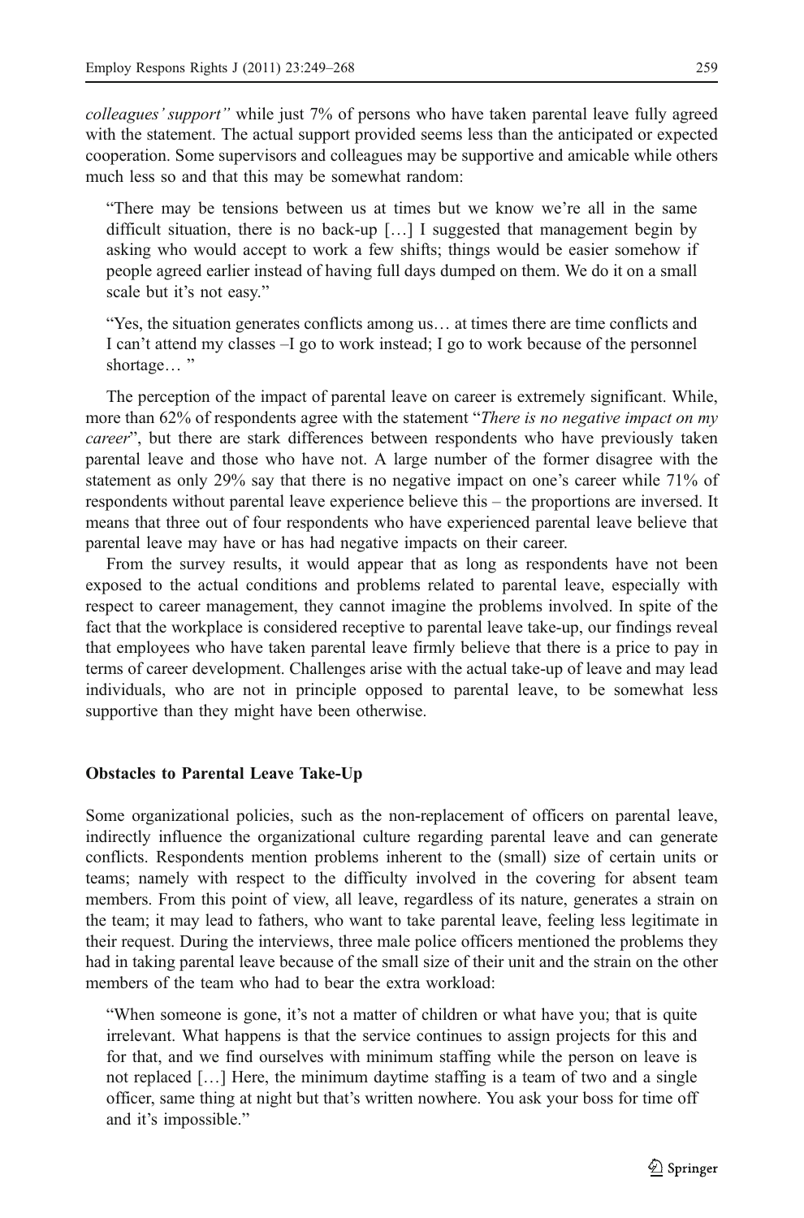*colleagues' support"* while just 7% of persons who have taken parental leave fully agreed with the statement. The actual support provided seems less than the anticipated or expected cooperation. Some supervisors and colleagues may be supportive and amicable while others much less so and that this may be somewhat random:

> "There may be tensions between us at times but we know we're all in the same difficult situation, there is no back-up […] I suggested that management begin by asking who would accept to work a few shifts; things would be easier somehow if people agreed earlier instead of having full days dumped on them. We do it on a small scale but it's not easy."

> "Yes, the situation generates conflicts among us… at times there are time conflicts and I can't attend my classes –I go to work instead; I go to work because of the personnel shortage… "

The perception of the impact of parental leave on career is extremely significant. While, more than 62% of respondents agree with the statement "*There is no negative impact on my career*", but there are stark differences between respondents who have previously taken parental leave and those who have not. A large number of the former disagree with the statement as only 29% say that there is no negative impact on one's career while 71% of respondents without parental leave experience believe this – the proportions are inversed. It means that three out of four respondents who have experienced parental leave believe that parental leave may have or has had negative impacts on their career.

From the survey results, it would appear that as long as respondents have not been exposed to the actual conditions and problems related to parental leave, especially with respect to career management, they cannot imagine the problems involved. In spite of the fact that the workplace is considered receptive to parental leave take-up, our findings reveal that employees who have taken parental leave firmly believe that there is a price to pay in terms of career development. Challenges arise with the actual take-up of leave and may lead individuals, who are not in principle opposed to parental leave, to be somewhat less supportive than they might have been otherwise.

### Obstacles to Parental Leave Take-Up

Some organizational policies, such as the non-replacement of officers on parental leave, indirectly influence the organizational culture regarding parental leave and can generate conflicts. Respondents mention problems inherent to the (small) size of certain units or teams; namely with respect to the difficulty involved in the covering for absent team members. From this point of view, all leave, regardless of its nature, generates a strain on the team; it may lead to fathers, who want to take parental leave, feeling less legitimate in their request. During the interviews, three male police officers mentioned the problems they had in taking parental leave because of the small size of their unit and the strain on the other members of the team who had to bear the extra workload:

> "When someone is gone, it's not a matter of children or what have you; that is quite irrelevant. What happens is that the service continues to assign projects for this and for that, and we find ourselves with minimum staffing while the person on leave is not replaced […] Here, the minimum daytime staffing is a team of two and a single officer, same thing at night but that's written nowhere. You ask your boss for time off and it's impossible."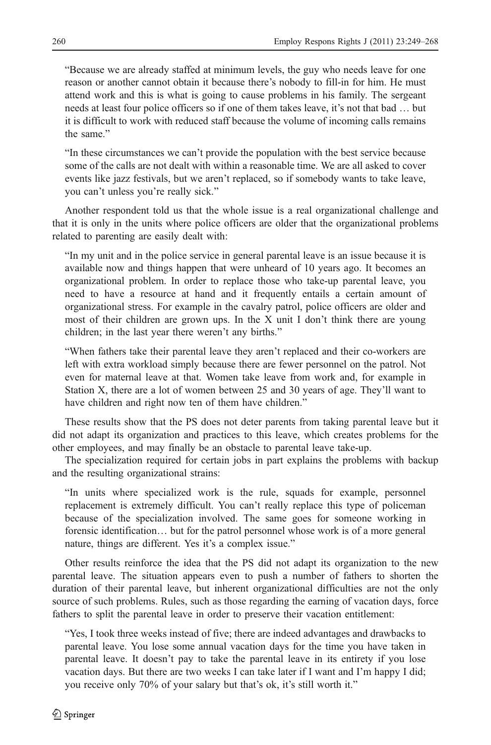"Because we are already staffed at minimum levels, the guy who needs leave for one reason or another cannot obtain it because there's nobody to fill-in for him. He must attend work and this is what is going to cause problems in his family. The sergeant needs at least four police officers so if one of them takes leave, it's not that bad … but it is difficult to work with reduced staff because the volume of incoming calls remains the same."

"In these circumstances we can't provide the population with the best service because some of the calls are not dealt with within a reasonable time. We are all asked to cover events like jazz festivals, but we aren't replaced, so if somebody wants to take leave, you can't unless you're really sick."

Another respondent told us that the whole issue is a real organizational challenge and that it is only in the units where police officers are older that the organizational problems related to parenting are easily dealt with:

"In my unit and in the police service in general parental leave is an issue because it is available now and things happen that were unheard of 10 years ago. It becomes an organizational problem. In order to replace those who take-up parental leave, you need to have a resource at hand and it frequently entails a certain amount of organizational stress. For example in the cavalry patrol, police officers are older and most of their children are grown ups. In the X unit I don't think there are young children; in the last year there weren't any births."

"When fathers take their parental leave they aren't replaced and their co-workers are left with extra workload simply because there are fewer personnel on the patrol. Not even for maternal leave at that. Women take leave from work and, for example in Station X, there are a lot of women between 25 and 30 years of age. They'll want to have children and right now ten of them have children."

These results show that the PS does not deter parents from taking parental leave but it did not adapt its organization and practices to this leave, which creates problems for the other employees, and may finally be an obstacle to parental leave take-up.

The specialization required for certain jobs in part explains the problems with backup and the resulting organizational strains:

"In units where specialized work is the rule, squads for example, personnel replacement is extremely difficult. You can't really replace this type of policeman because of the specialization involved. The same goes for someone working in forensic identification… but for the patrol personnel whose work is of a more general nature, things are different. Yes it's a complex issue."

Other results reinforce the idea that the PS did not adapt its organization to the new parental leave. The situation appears even to push a number of fathers to shorten the duration of their parental leave, but inherent organizational difficulties are not the only source of such problems. Rules, such as those regarding the earning of vacation days, force fathers to split the parental leave in order to preserve their vacation entitlement:

"Yes, I took three weeks instead of five; there are indeed advantages and drawbacks to parental leave. You lose some annual vacation days for the time you have taken in parental leave. It doesn't pay to take the parental leave in its entirety if you lose vacation days. But there are two weeks I can take later if I want and I'm happy I did; you receive only 70% of your salary but that's ok, it's still worth it."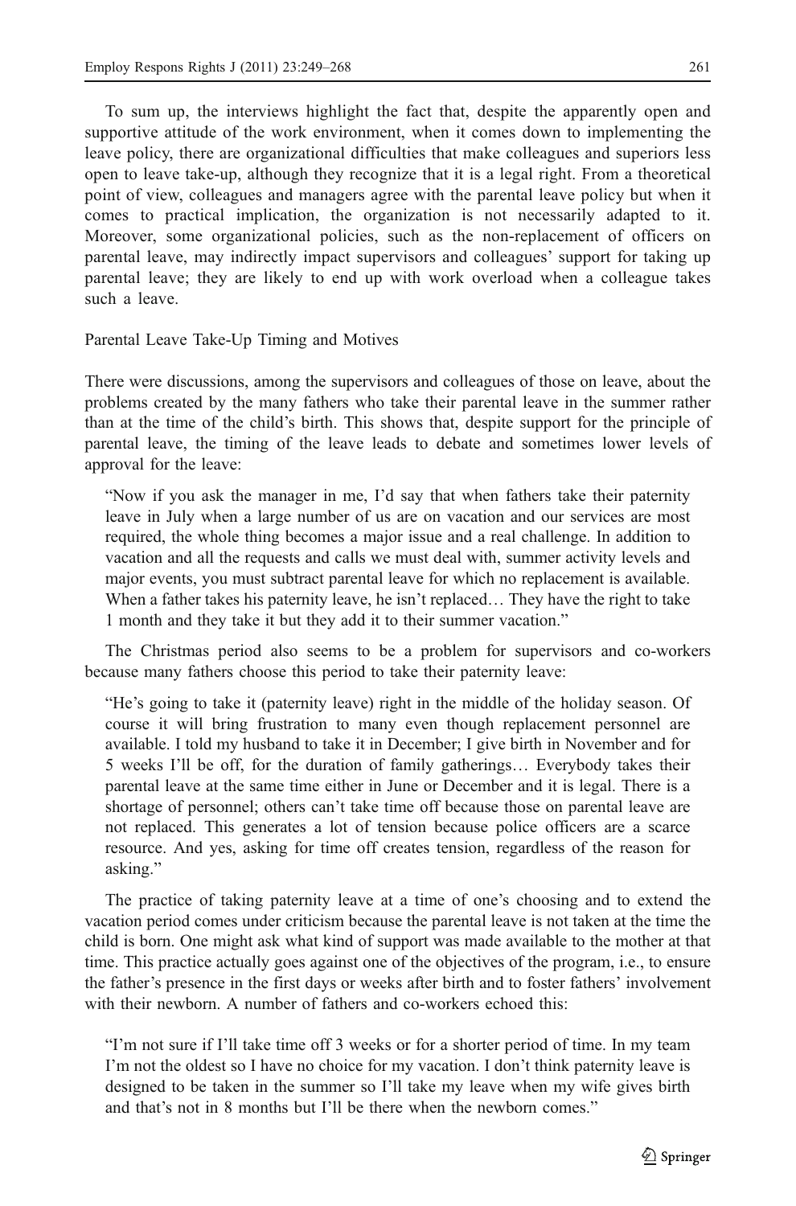To sum up, the interviews highlight the fact that, despite the apparently open and supportive attitude of the work environment, when it comes down to implementing the leave policy, there are organizational difficulties that make colleagues and superiors less open to leave take-up, although they recognize that it is a legal right. From a theoretical point of view, colleagues and managers agree with the parental leave policy but when it comes to practical implication, the organization is not necessarily adapted to it. Moreover, some organizational policies, such as the non-replacement of officers on parental leave, may indirectly impact supervisors and colleagues' support for taking up parental leave; they are likely to end up with work overload when a colleague takes such a leave.

### Parental Leave Take-Up Timing and Motives

There were discussions, among the supervisors and colleagues of those on leave, about the problems created by the many fathers who take their parental leave in the summer rather than at the time of the child's birth. This shows that, despite support for the principle of parental leave, the timing of the leave leads to debate and sometimes lower levels of approval for the leave:

> "Now if you ask the manager in me, I'd say that when fathers take their paternity leave in July when a large number of us are on vacation and our services are most required, the whole thing becomes a major issue and a real challenge. In addition to vacation and all the requests and calls we must deal with, summer activity levels and major events, you must subtract parental leave for which no replacement is available. When a father takes his paternity leave, he isn't replaced… They have the right to take 1 month and they take it but they add it to their summer vacation."

The Christmas period also seems to be a problem for supervisors and co-workers because many fathers choose this period to take their paternity leave:

> "He's going to take it (paternity leave) right in the middle of the holiday season. Of course it will bring frustration to many even though replacement personnel are available. I told my husband to take it in December; I give birth in November and for 5 weeks I'll be off, for the duration of family gatherings… Everybody takes their parental leave at the same time either in June or December and it is legal. There is a shortage of personnel; others can't take time off because those on parental leave are not replaced. This generates a lot of tension because police officers are a scarce resource. And yes, asking for time off creates tension, regardless of the reason for asking."

The practice of taking paternity leave at a time of one's choosing and to extend the vacation period comes under criticism because the parental leave is not taken at the time the child is born. One might ask what kind of support was made available to the mother at that time. This practice actually goes against one of the objectives of the program, i.e., to ensure the father's presence in the first days or weeks after birth and to foster fathers' involvement with their newborn. A number of fathers and co-workers echoed this:

> "I'm not sure if I'll take time off 3 weeks or for a shorter period of time. In my team I'm not the oldest so I have no choice for my vacation. I don't think paternity leave is designed to be taken in the summer so I'll take my leave when my wife gives birth and that's not in 8 months but I'll be there when the newborn comes."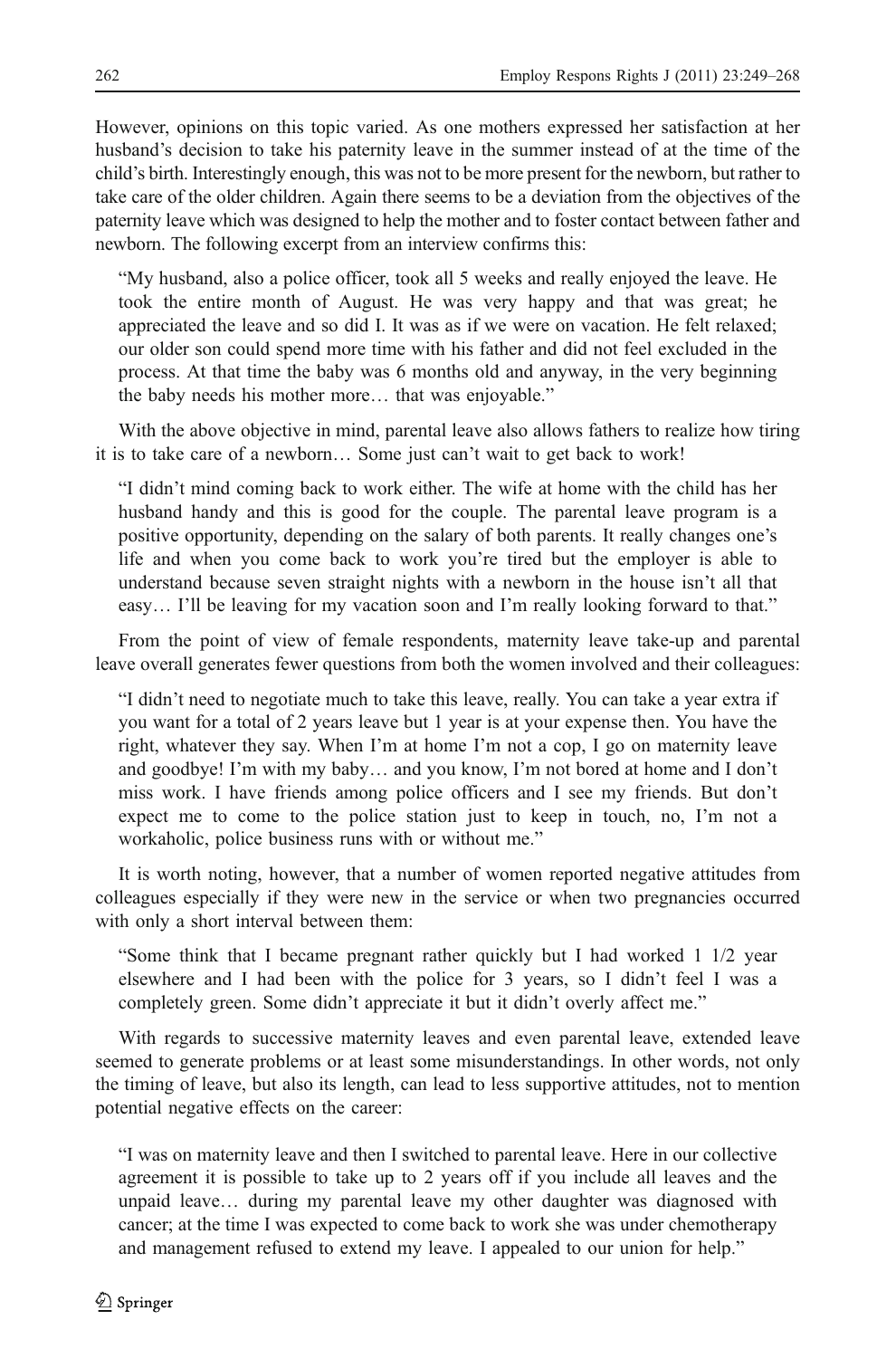However, opinions on this topic varied. As one mothers expressed her satisfaction at her husband's decision to take his paternity leave in the summer instead of at the time of the child's birth. Interestingly enough, this was not to be more present for the newborn, but rather to take care of the older children. Again there seems to be a deviation from the objectives of the paternity leave which was designed to help the mother and to foster contact between father and newborn. The following excerpt from an interview confirms this:

> "My husband, also a police officer, took all 5 weeks and really enjoyed the leave. He took the entire month of August. He was very happy and that was great; he appreciated the leave and so did I. It was as if we were on vacation. He felt relaxed; our older son could spend more time with his father and did not feel excluded in the process. At that time the baby was 6 months old and anyway, in the very beginning the baby needs his mother more… that was enjoyable."

With the above objective in mind, parental leave also allows fathers to realize how tiring it is to take care of a newborn… Some just can't wait to get back to work!

> "I didn't mind coming back to work either. The wife at home with the child has her husband handy and this is good for the couple. The parental leave program is a positive opportunity, depending on the salary of both parents. It really changes one's life and when you come back to work you're tired but the employer is able to understand because seven straight nights with a newborn in the house isn't all that easy… I'll be leaving for my vacation soon and I'm really looking forward to that."

From the point of view of female respondents, maternity leave take-up and parental leave overall generates fewer questions from both the women involved and their colleagues:

> "I didn't need to negotiate much to take this leave, really. You can take a year extra if you want for a total of 2 years leave but 1 year is at your expense then. You have the right, whatever they say. When I'm at home I'm not a cop, I go on maternity leave and goodbye! I'm with my baby… and you know, I'm not bored at home and I don't miss work. I have friends among police officers and I see my friends. But don't expect me to come to the police station just to keep in touch, no, I'm not a workaholic, police business runs with or without me."

It is worth noting, however, that a number of women reported negative attitudes from colleagues especially if they were new in the service or when two pregnancies occurred with only a short interval between them:

> "Some think that I became pregnant rather quickly but I had worked 1 1/2 year elsewhere and I had been with the police for 3 years, so I didn't feel I was a completely green. Some didn't appreciate it but it didn't overly affect me."

With regards to successive maternity leaves and even parental leave, extended leave seemed to generate problems or at least some misunderstandings. In other words, not only the timing of leave, but also its length, can lead to less supportive attitudes, not to mention potential negative effects on the career:

> "I was on maternity leave and then I switched to parental leave. Here in our collective agreement it is possible to take up to 2 years off if you include all leaves and the unpaid leave… during my parental leave my other daughter was diagnosed with cancer; at the time I was expected to come back to work she was under chemotherapy and management refused to extend my leave. I appealed to our union for help."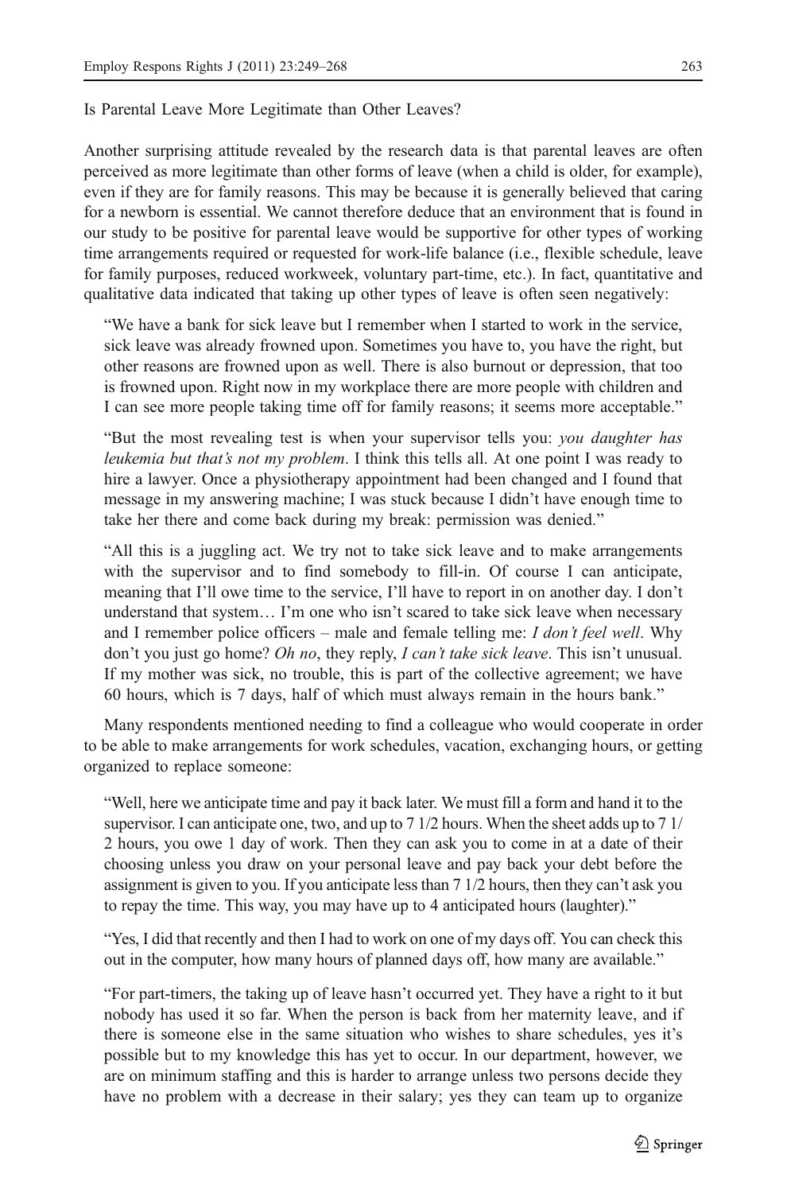Is Parental Leave More Legitimate than Other Leaves?

Another surprising attitude revealed by the research data is that parental leaves are often perceived as more legitimate than other forms of leave (when a child is older, for example), even if they are for family reasons. This may be because it is generally believed that caring for a newborn is essential. We cannot therefore deduce that an environment that is found in our study to be positive for parental leave would be supportive for other types of working time arrangements required or requested for work-life balance (i.e., flexible schedule, leave for family purposes, reduced workweek, voluntary part-time, etc.). In fact, quantitative and qualitative data indicated that taking up other types of leave is often seen negatively:

> "We have a bank for sick leave but I remember when I started to work in the service, sick leave was already frowned upon. Sometimes you have to, you have the right, but other reasons are frowned upon as well. There is also burnout or depression, that too is frowned upon. Right now in my workplace there are more people with children and I can see more people taking time off for family reasons; it seems more acceptable."

> "But the most revealing test is when your supervisor tells you: *you daughter has leukemia but that's not my problem*. I think this tells all. At one point I was ready to hire a lawyer. Once a physiotherapy appointment had been changed and I found that message in my answering machine; I was stuck because I didn't have enough time to take her there and come back during my break: permission was denied."

> "All this is a juggling act. We try not to take sick leave and to make arrangements with the supervisor and to find somebody to fill-in. Of course I can anticipate, meaning that I'll owe time to the service, I'll have to report in on another day. I don't understand that system… I'm one who isn't scared to take sick leave when necessary and I remember police officers – male and female telling me: *I don't feel well*. Why don't you just go home? *Oh no*, they reply, *I can't take sick leave*. This isn't unusual. If my mother was sick, no trouble, this is part of the collective agreement; we have 60 hours, which is 7 days, half of which must always remain in the hours bank."

Many respondents mentioned needing to find a colleague who would cooperate in order to be able to make arrangements for work schedules, vacation, exchanging hours, or getting organized to replace someone:

> "Well, here we anticipate time and pay it back later. We must fill a form and hand it to the supervisor. I can anticipate one, two, and up to 7 1/2 hours. When the sheet adds up to 7 1/2 hours, you owe 1 day of work. Then they can ask you to come in at a date of their choosing unless you draw on your personal leave and pay back your debt before the assignment is given to you. If you anticipate less than 7 1/2 hours, then they can't ask you to repay the time. This way, you may have up to 4 anticipated hours (laughter)."

> "Yes, I did that recently and then I had to work on one of my days off. You can check this out in the computer, how many hours of planned days off, how many are available."

> "For part-timers, the taking up of leave hasn't occurred yet. They have a right to it but nobody has used it so far. When the person is back from her maternity leave, and if there is someone else in the same situation who wishes to share schedules, yes it's possible but to my knowledge this has yet to occur. In our department, however, we are on minimum staffing and this is harder to arrange unless two persons decide they have no problem with a decrease in their salary; yes they can team up to organize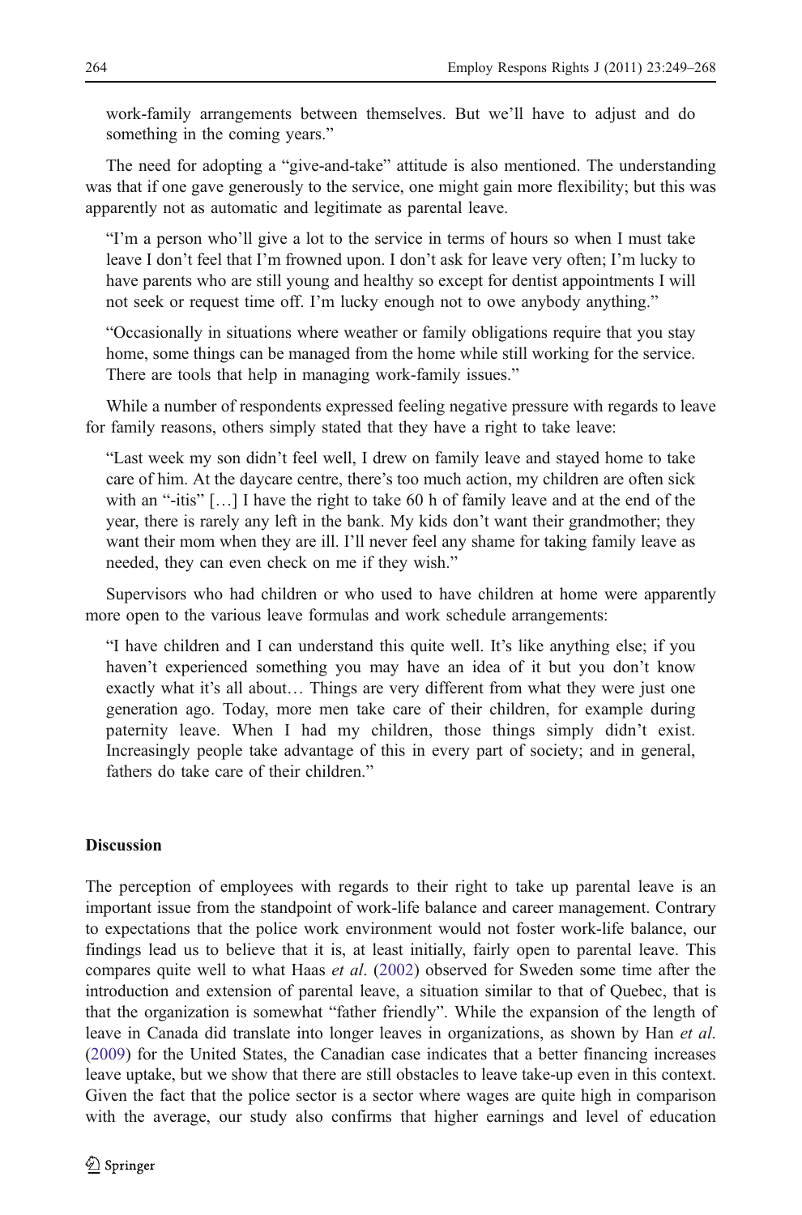work-family arrangements between themselves. But we'll have to adjust and do something in the coming years."

The need for adopting a "give-and-take" attitude is also mentioned. The understanding was that if one gave generously to the service, one might gain more flexibility; but this was apparently not as automatic and legitimate as parental leave.

> "I'm a person who'll give a lot to the service in terms of hours so when I must take leave I don't feel that I'm frowned upon. I don't ask for leave very often; I'm lucky to have parents who are still young and healthy so except for dentist appointments I will not seek or request time off. I'm lucky enough not to owe anybody anything."

> "Occasionally in situations where weather or family obligations require that you stay home, some things can be managed from the home while still working for the service. There are tools that help in managing work-family issues."

While a number of respondents expressed feeling negative pressure with regards to leave for family reasons, others simply stated that they have a right to take leave:

> "Last week my son didn't feel well, I drew on family leave and stayed home to take care of him. At the daycare centre, there's too much action, my children are often sick with an "-itis" […] I have the right to take 60 h of family leave and at the end of the year, there is rarely any left in the bank. My kids don't want their grandmother; they want their mom when they are ill. I'll never feel any shame for taking family leave as needed, they can even check on me if they wish."

Supervisors who had children or who used to have children at home were apparently more open to the various leave formulas and work schedule arrangements:

> "I have children and I can understand this quite well. It's like anything else; if you haven't experienced something you may have an idea of it but you don't know exactly what it's all about… Things are very different from what they were just one generation ago. Today, more men take care of their children, for example during paternity leave. When I had my children, those things simply didn't exist. Increasingly people take advantage of this in every part of society; and in general, fathers do take care of their children."

## Discussion

The perception of employees with regards to their right to take up parental leave is an important issue from the standpoint of work-life balance and career management. Contrary to expectations that the police work environment would not foster work-life balance, our findings lead us to believe that it is, at least initially, fairly open to parental leave. This compares quite well to what Haas *et al*. (2002) observed for Sweden some time after the introduction and extension of parental leave, a situation similar to that of Quebec, that is that the organization is somewhat "father friendly". While the expansion of the length of leave in Canada did translate into longer leaves in organizations, as shown by Han *et al*. (2009) for the United States, the Canadian case indicates that a better financing increases leave uptake, but we show that there are still obstacles to leave take-up even in this context. Given the fact that the police sector is a sector where wages are quite high in comparison with the average, our study also confirms that higher earnings and level of education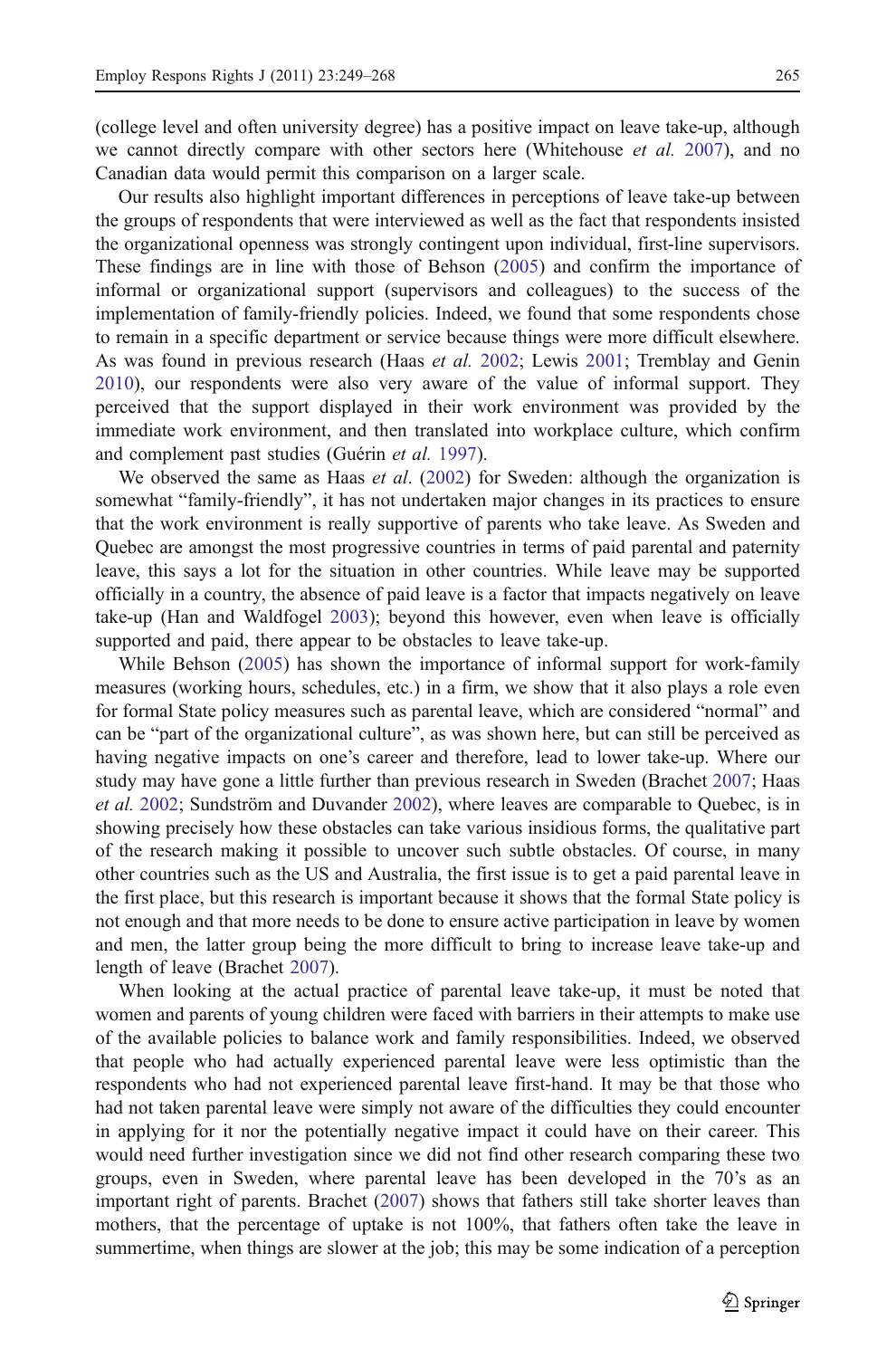(college level and often university degree) has a positive impact on leave take-up, although we cannot directly compare with other sectors here (Whitehouse *et al.* 2007), and no Canadian data would permit this comparison on a larger scale.

Our results also highlight important differences in perceptions of leave take-up between the groups of respondents that were interviewed as well as the fact that respondents insisted the organizational openness was strongly contingent upon individual, first-line supervisors. These findings are in line with those of Behson (2005) and confirm the importance of informal or organizational support (supervisors and colleagues) to the success of the implementation of family-friendly policies. Indeed, we found that some respondents chose to remain in a specific department or service because things were more difficult elsewhere. As was found in previous research (Haas *et al.* 2002; Lewis 2001; Tremblay and Genin 2010), our respondents were also very aware of the value of informal support. They perceived that the support displayed in their work environment was provided by the immediate work environment, and then translated into workplace culture, which confirm and complement past studies (Guérin *et al.* 1997).

We observed the same as Haas *et al*. (2002) for Sweden: although the organization is somewhat "family-friendly", it has not undertaken major changes in its practices to ensure that the work environment is really supportive of parents who take leave. As Sweden and Quebec are amongst the most progressive countries in terms of paid parental and paternity leave, this says a lot for the situation in other countries. While leave may be supported officially in a country, the absence of paid leave is a factor that impacts negatively on leave take-up (Han and Waldfogel 2003); beyond this however, even when leave is officially supported and paid, there appear to be obstacles to leave take-up.

While Behson (2005) has shown the importance of informal support for work-family measures (working hours, schedules, etc.) in a firm, we show that it also plays a role even for formal State policy measures such as parental leave, which are considered "normal" and can be "part of the organizational culture", as was shown here, but can still be perceived as having negative impacts on one's career and therefore, lead to lower take-up. Where our study may have gone a little further than previous research in Sweden (Brachet 2007; Haas *et al.* 2002; Sundström and Duvander 2002), where leaves are comparable to Quebec, is in showing precisely how these obstacles can take various insidious forms, the qualitative part of the research making it possible to uncover such subtle obstacles. Of course, in many other countries such as the US and Australia, the first issue is to get a paid parental leave in the first place, but this research is important because it shows that the formal State policy is not enough and that more needs to be done to ensure active participation in leave by women and men, the latter group being the more difficult to bring to increase leave take-up and length of leave (Brachet 2007).

When looking at the actual practice of parental leave take-up, it must be noted that women and parents of young children were faced with barriers in their attempts to make use of the available policies to balance work and family responsibilities. Indeed, we observed that people who had actually experienced parental leave were less optimistic than the respondents who had not experienced parental leave first-hand. It may be that those who had not taken parental leave were simply not aware of the difficulties they could encounter in applying for it nor the potentially negative impact it could have on their career. This would need further investigation since we did not find other research comparing these two groups, even in Sweden, where parental leave has been developed in the 70's as an important right of parents. Brachet (2007) shows that fathers still take shorter leaves than mothers, that the percentage of uptake is not 100%, that fathers often take the leave in summertime, when things are slower at the job; this may be some indication of a perception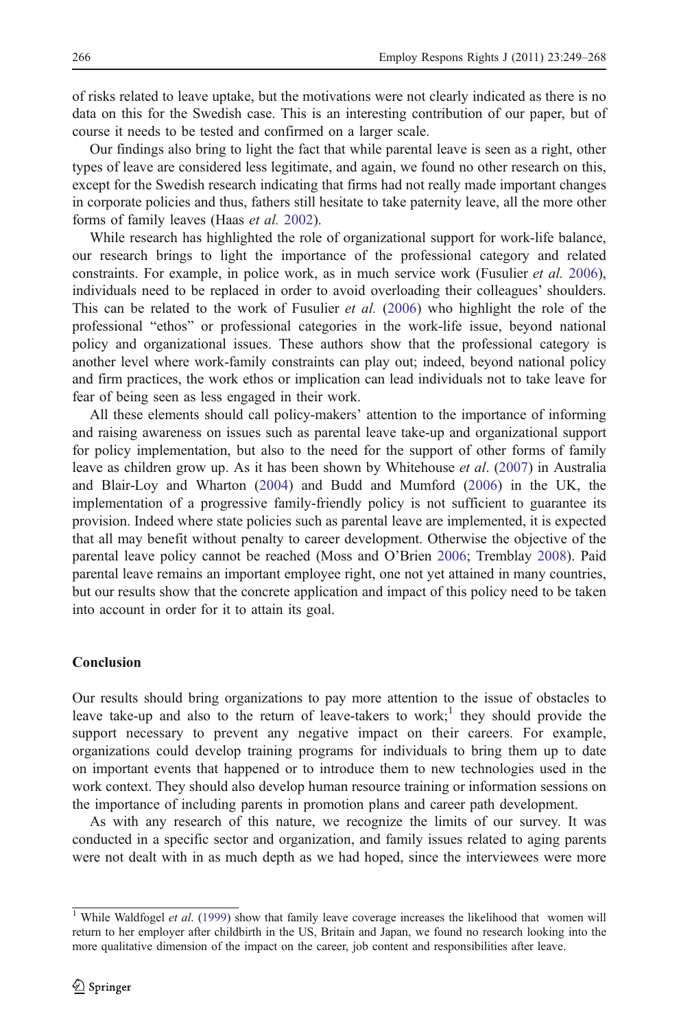of risks related to leave uptake, but the motivations were not clearly indicated as there is no data on this for the Swedish case. This is an interesting contribution of our paper, but of course it needs to be tested and confirmed on a larger scale.

Our findings also bring to light the fact that while parental leave is seen as a right, other types of leave are considered less legitimate, and again, we found no other research on this, except for the Swedish research indicating that firms had not really made important changes in corporate policies and thus, fathers still hesitate to take paternity leave, all the more other forms of family leaves (Haas *et al.* 2002).

While research has highlighted the role of organizational support for work-life balance, our research brings to light the importance of the professional category and related constraints. For example, in police work, as in much service work (Fusulier *et al.* 2006), individuals need to be replaced in order to avoid overloading their colleagues' shoulders. This can be related to the work of Fusulier *et al.* (2006) who highlight the role of the professional "ethos" or professional categories in the work-life issue, beyond national policy and organizational issues. These authors show that the professional category is another level where work-family constraints can play out; indeed, beyond national policy and firm practices, the work ethos or implication can lead individuals not to take leave for fear of being seen as less engaged in their work.

All these elements should call policy-makers' attention to the importance of informing and raising awareness on issues such as parental leave take-up and organizational support for policy implementation, but also to the need for the support of other forms of family leave as children grow up. As it has been shown by Whitehouse *et al*. (2007) in Australia and Blair-Loy and Wharton (2004) and Budd and Mumford (2006) in the UK, the implementation of a progressive family-friendly policy is not sufficient to guarantee its provision. Indeed where state policies such as parental leave are implemented, it is expected that all may benefit without penalty to career development. Otherwise the objective of the parental leave policy cannot be reached (Moss and O'Brien 2006; Tremblay 2008). Paid parental leave remains an important employee right, one not yet attained in many countries, but our results show that the concrete application and impact of this policy need to be taken into account in order for it to attain its goal.

## Conclusion

Our results should bring organizations to pay more attention to the issue of obstacles to leave take-up and also to the return of leave-takers to work;[1] they should provide the support necessary to prevent any negative impact on their careers. For example, organizations could develop training programs for individuals to bring them up to date on important events that happened or to introduce them to new technologies used in the work context. They should also develop human resource training or information sessions on the importance of including parents in promotion plans and career path development.

As with any research of this nature, we recognize the limits of our survey. It was conducted in a specific sector and organization, and family issues related to aging parents were not dealt with in as much depth as we had hoped, since the interviewees were more

[1] While Waldfogel *et al*. (1999) show that family leave coverage increases the likelihood that women will return to her employer after childbirth in the US, Britain and Japan, we found no research looking into the more qualitative dimension of the impact on the career, job content and responsibilities after leave.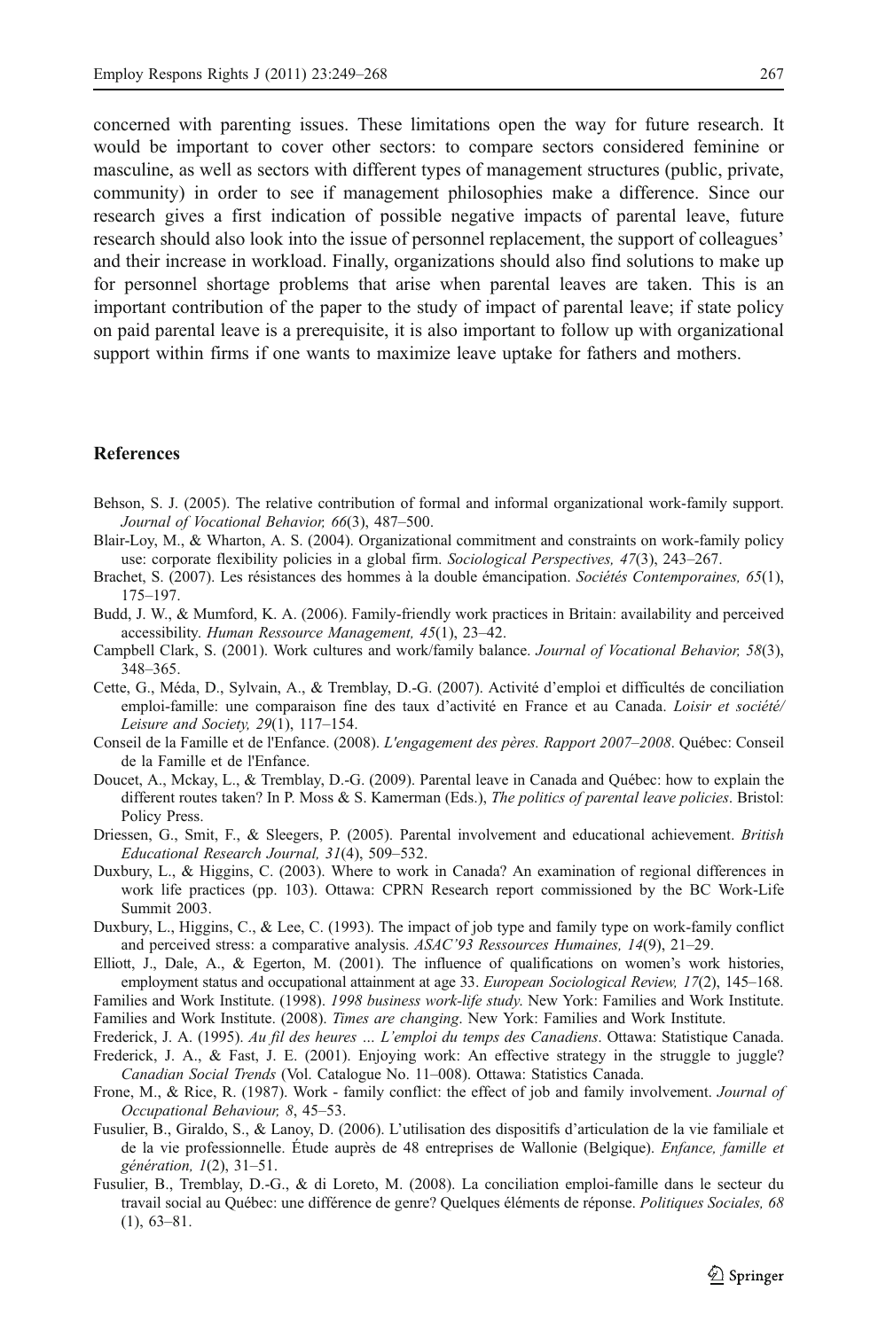concerned with parenting issues. These limitations open the way for future research. It would be important to cover other sectors: to compare sectors considered feminine or masculine, as well as sectors with different types of management structures (public, private, community) in order to see if management philosophies make a difference. Since our research gives a first indication of possible negative impacts of parental leave, future research should also look into the issue of personnel replacement, the support of colleagues' and their increase in workload. Finally, organizations should also find solutions to make up for personnel shortage problems that arise when parental leaves are taken. This is an important contribution of the paper to the study of impact of parental leave; if state policy on paid parental leave is a prerequisite, it is also important to follow up with organizational support within firms if one wants to maximize leave uptake for fathers and mothers.

## References

Behson, S. J. (2005). The relative contribution of formal and informal organizational work-family support. *Journal of Vocational Behavior, 66*(3), 487–500.

Blair-Loy, M., & Wharton, A. S. (2004). Organizational commitment and constraints on work-family policy use: corporate flexibility policies in a global firm. *Sociological Perspectives, 47*(3), 243–267.

Brachet, S. (2007). Les résistances des hommes à la double émancipation. *Sociétés Contemporaines, 65*(1), 175–197.

Budd, J. W., & Mumford, K. A. (2006). Family-friendly work practices in Britain: availability and perceived accessibility. *Human Ressource Management, 45*(1), 23–42.

Campbell Clark, S. (2001). Work cultures and work/family balance. *Journal of Vocational Behavior, 58*(3), 348–365.

Cette, G., Méda, D., Sylvain, A., & Tremblay, D.-G. (2007). Activité d'emploi et difficultés de conciliation emploi-famille: une comparaison fine des taux d'activité en France et au Canada. *Loisir et société/ Leisure and Society, 29*(1), 117–154.

Conseil de la Famille et de l'Enfance. (2008). *L'engagement des pères. Rapport 2007–2008*. Québec: Conseil de la Famille et de l'Enfance.

Doucet, A., Mckay, L., & Tremblay, D.-G. (2009). Parental leave in Canada and Québec: how to explain the different routes taken? In P. Moss & S. Kamerman (Eds.), *The politics of parental leave policies*. Bristol: Policy Press.

Driessen, G., Smit, F., & Sleegers, P. (2005). Parental involvement and educational achievement. *British Educational Research Journal, 31*(4), 509–532.

Duxbury, L., & Higgins, C. (2003). Where to work in Canada? An examination of regional differences in work life practices (pp. 103). Ottawa: CPRN Research report commissioned by the BC Work-Life Summit 2003.

Duxbury, L., Higgins, C., & Lee, C. (1993). The impact of job type and family type on work-family conflict and perceived stress: a comparative analysis. *ASAC'93 Ressources Humaines, 14*(9), 21–29.

Elliott, J., Dale, A., & Egerton, M. (2001). The influence of qualifications on women's work histories, employment status and occupational attainment at age 33. *European Sociological Review, 17*(2), 145–168.

Families and Work Institute. (1998). *1998 business work-life study*. New York: Families and Work Institute.

Families and Work Institute. (2008). *Times are changing*. New York: Families and Work Institute.

Frederick, J. A. (1995). *Au fil des heures … L'emploi du temps des Canadiens*. Ottawa: Statistique Canada.

Frederick, J. A., & Fast, J. E. (2001). Enjoying work: An effective strategy in the struggle to juggle? *Canadian Social Trends* (Vol. Catalogue No. 11–008). Ottawa: Statistics Canada.

Frone, M., & Rice, R. (1987). Work - family conflict: the effect of job and family involvement. *Journal of Occupational Behaviour, 8*, 45–53.

Fusulier, B., Giraldo, S., & Lanoy, D. (2006). L'utilisation des dispositifs d'articulation de la vie familiale et de la vie professionnelle. Étude auprès de 48 entreprises de Wallonie (Belgique). *Enfance, famille et génération, 1*(2), 31–51.

Fusulier, B., Tremblay, D.-G., & di Loreto, M. (2008). La conciliation emploi-famille dans le secteur du travail social au Québec: une différence de genre? Quelques éléments de réponse. *Politiques Sociales, 68* (1), 63–81.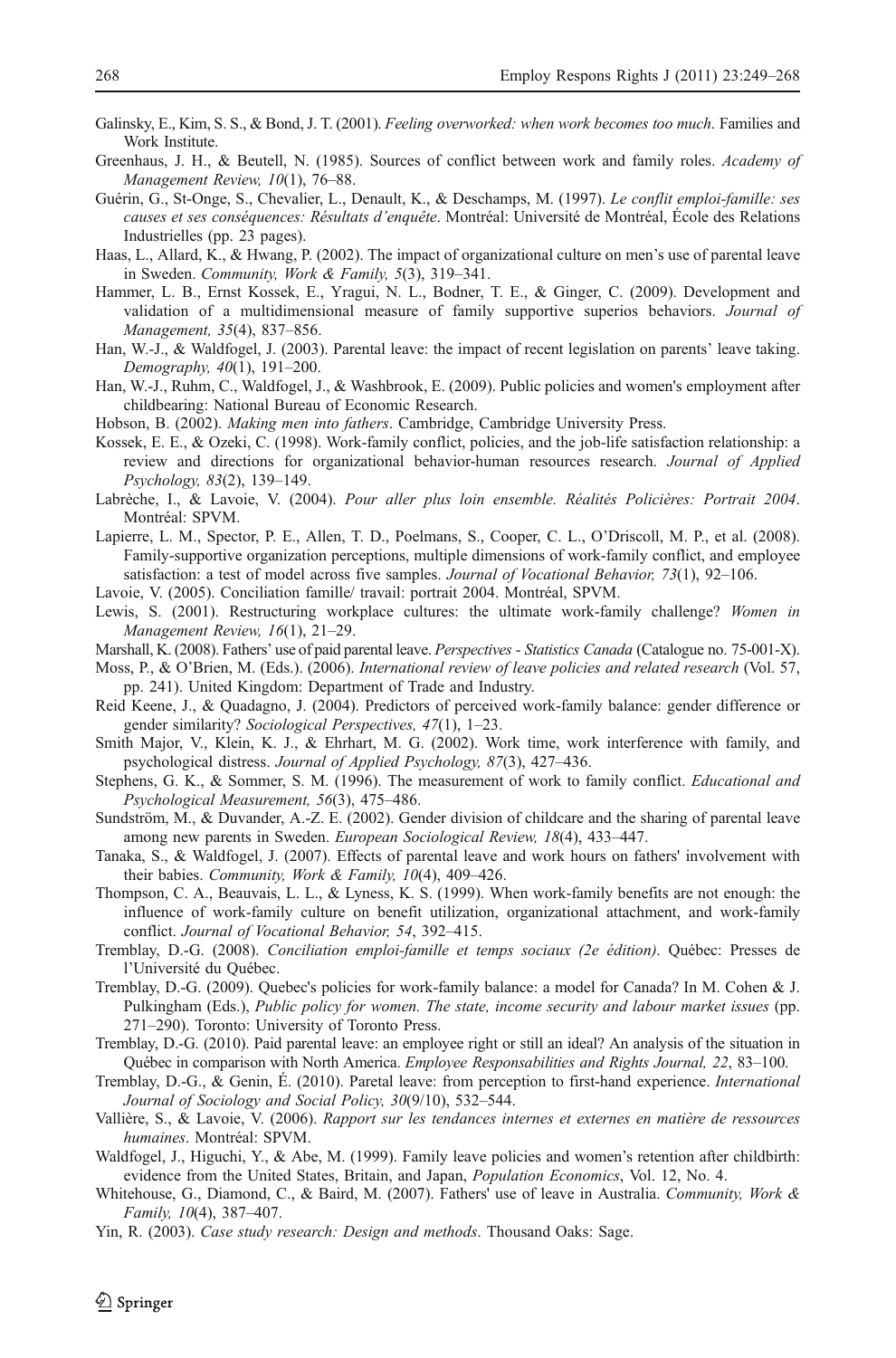Galinsky, E., Kim, S. S., & Bond, J. T. (2001). *Feeling overworked: when work becomes too much*. Families and Work Institute.

Greenhaus, J. H., & Beutell, N. (1985). Sources of conflict between work and family roles. *Academy of Management Review, 10*(1), 76–88.

Guérin, G., St-Onge, S., Chevalier, L., Denault, K., & Deschamps, M. (1997). *Le conflit emploi-famille: ses causes et ses conséquences: Résultats d'enquête*. Montréal: Université de Montréal, École des Relations Industrielles (pp. 23 pages).

Haas, L., Allard, K., & Hwang, P. (2002). The impact of organizational culture on men's use of parental leave in Sweden. *Community, Work & Family, 5*(3), 319–341.

Hammer, L. B., Ernst Kossek, E., Yragui, N. L., Bodner, T. E., & Ginger, C. (2009). Development and validation of a multidimensional measure of family supportive superios behaviors. *Journal of Management, 35*(4), 837–856.

Han, W.-J., & Waldfogel, J. (2003). Parental leave: the impact of recent legislation on parents' leave taking. *Demography, 40*(1), 191–200.

Han, W.-J., Ruhm, C., Waldfogel, J., & Washbrook, E. (2009). Public policies and women's employment after childbearing: National Bureau of Economic Research.

Hobson, B. (2002). *Making men into fathers*. Cambridge, Cambridge University Press.

Kossek, E. E., & Ozeki, C. (1998). Work-family conflict, policies, and the job-life satisfaction relationship: a review and directions for organizational behavior-human resources research. *Journal of Applied Psychology, 83*(2), 139–149.

Labrèche, I., & Lavoie, V. (2004). *Pour aller plus loin ensemble. Réalités Policières: Portrait 2004*. Montréal: SPVM.

Lapierre, L. M., Spector, P. E., Allen, T. D., Poelmans, S., Cooper, C. L., O'Driscoll, M. P., et al. (2008). Family-supportive organization perceptions, multiple dimensions of work-family conflict, and employee satisfaction: a test of model across five samples. *Journal of Vocational Behavior, 73*(1), 92–106.

Lavoie, V. (2005). Conciliation famille/ travail: portrait 2004. Montréal, SPVM.

Lewis, S. (2001). Restructuring workplace cultures: the ultimate work-family challenge? *Women in Management Review, 16*(1), 21–29.

Marshall, K. (2008). Fathers' use of paid parental leave. *Perspectives - Statistics Canada* (Catalogue no. 75-001-X).

Moss, P., & O'Brien, M. (Eds.). (2006). *International review of leave policies and related research* (Vol. 57, pp. 241). United Kingdom: Department of Trade and Industry.

Reid Keene, J., & Quadagno, J. (2004). Predictors of perceived work-family balance: gender difference or gender similarity? *Sociological Perspectives, 47*(1), 1–23.

Smith Major, V., Klein, K. J., & Ehrhart, M. G. (2002). Work time, work interference with family, and psychological distress. *Journal of Applied Psychology, 87*(3), 427–436.

Stephens, G. K., & Sommer, S. M. (1996). The measurement of work to family conflict. *Educational and Psychological Measurement, 56*(3), 475–486.

Sundström, M., & Duvander, A.-Z. E. (2002). Gender division of childcare and the sharing of parental leave among new parents in Sweden. *European Sociological Review, 18*(4), 433–447.

Tanaka, S., & Waldfogel, J. (2007). Effects of parental leave and work hours on fathers' involvement with their babies. *Community, Work & Family, 10*(4), 409–426.

Thompson, C. A., Beauvais, L. L., & Lyness, K. S. (1999). When work-family benefits are not enough: the influence of work-family culture on benefit utilization, organizational attachment, and work-family conflict. *Journal of Vocational Behavior, 54*, 392–415.

Tremblay, D.-G. (2008). *Conciliation emploi-famille et temps sociaux (2e édition)*. Québec: Presses de l'Université du Québec.

Tremblay, D.-G. (2009). Quebec's policies for work-family balance: a model for Canada? In M. Cohen & J. Pulkingham (Eds.), *Public policy for women. The state, income security and labour market issues* (pp. 271–290). Toronto: University of Toronto Press.

Tremblay, D.-G. (2010). Paid parental leave: an employee right or still an ideal? An analysis of the situation in Québec in comparison with North America. *Employee Responsabilities and Rights Journal, 22*, 83–100.

Tremblay, D.-G., & Genin, É. (2010). Paretal leave: from perception to first-hand experience. *International Journal of Sociology and Social Policy, 30*(9/10), 532–544.

Vallière, S., & Lavoie, V. (2006). *Rapport sur les tendances internes et externes en matière de ressources humaines*. Montréal: SPVM.

Waldfogel, J., Higuchi, Y., & Abe, M. (1999). Family leave policies and women's retention after childbirth: evidence from the United States, Britain, and Japan, *Population Economics*, Vol. 12, No. 4.

Whitehouse, G., Diamond, C., & Baird, M. (2007). Fathers' use of leave in Australia. *Community, Work & Family, 10*(4), 387–407.

Yin, R. (2003). *Case study research: Design and methods*. Thousand Oaks: Sage.